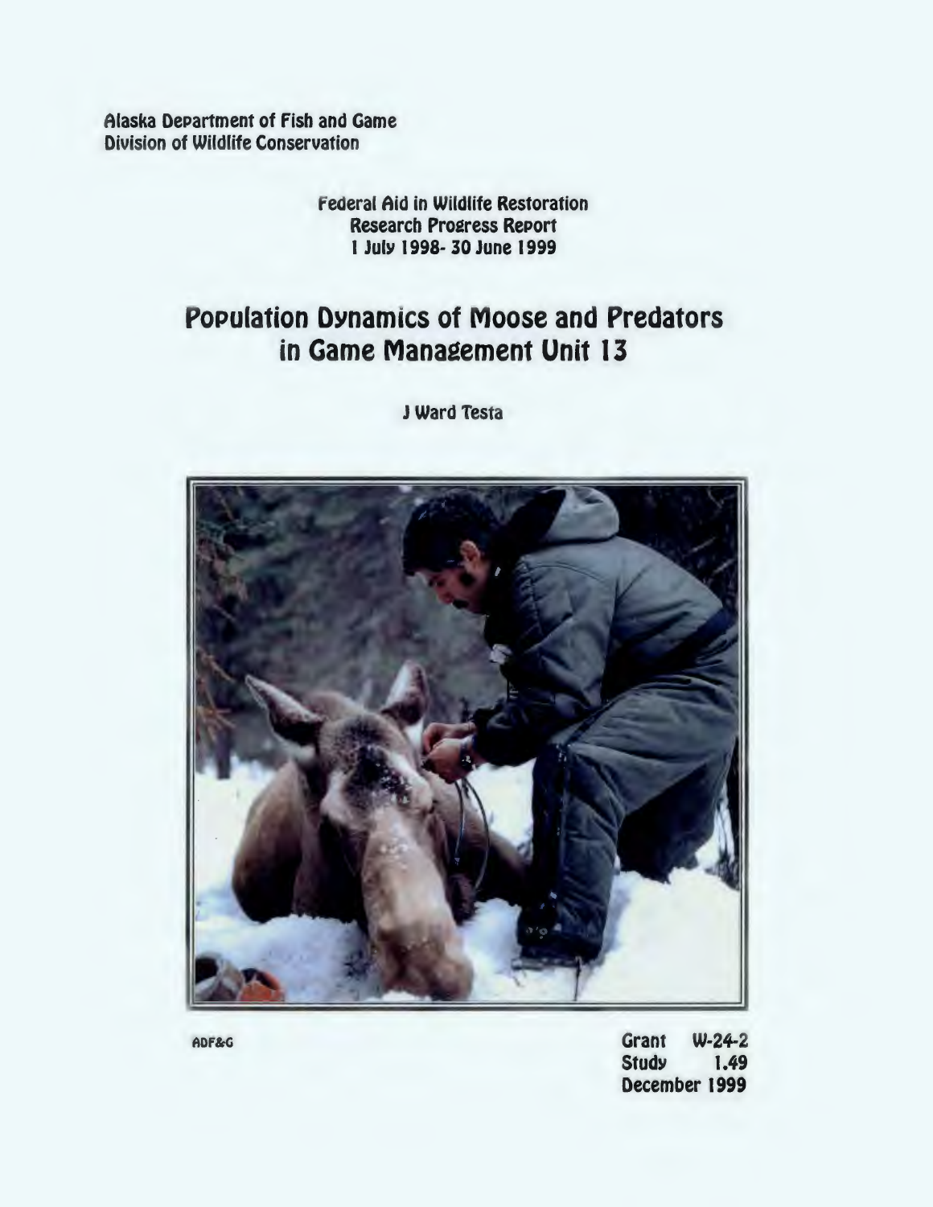Alaska Department of Fish and Game
Division of Wildlife Conservation

Federal Aid in Wildlife Restoration
Research Progress Report
1 July 1998- 30 June 1999

# Population Dynamics of Moose and Predators in Game Management Unit 13

J Ward Testa

ADF&G

Grant W-24-2
Study 1.49
December 1999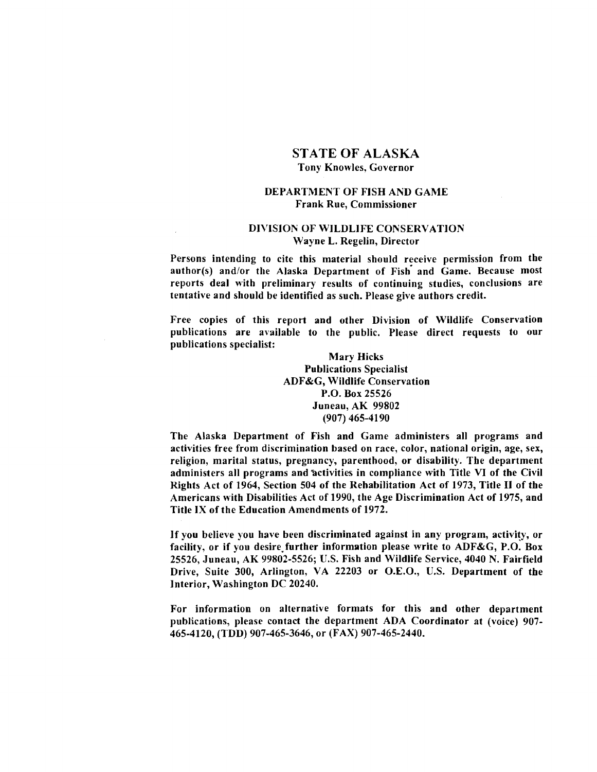# STATE OF ALASKA

**Tony Knowles, Governor**

**DEPARTMENT OF FISH AND GAME**
**Frank Rue, Commissioner**

**DIVISION OF WILDLIFE CONSERVATION**
**Wayne L. Regelin, Director**

**Persons intending to cite this material should receive permission from the author(s) and/or the Alaska Department of Fish and Game. Because most reports deal with preliminary results of continuing studies, conclusions are tentative and should be identified as such. Please give authors credit.**

**Free copies of this report and other Division of Wildlife Conservation publications are available to the public. Please direct requests to our publications specialist:**

**Mary Hicks**
**Publications Specialist**
**ADF&G, Wildlife Conservation**
**P.O. Box 25526**
**Juneau, AK 99802**
**(907) 465-4190**

**The Alaska Department of Fish and Game administers all programs and activities free from discrimination based on race, color, national origin, age, sex, religion, marital status, pregnancy, parenthood, or disability. The department administers all programs and activities in compliance with Title VI of the Civil Rights Act of 1964, Section 504 of the Rehabilitation Act of 1973, Title II of the Americans with Disabilities Act of 1990, the Age Discrimination Act of 1975, and Title IX of the Education Amendments of 1972.**

**If you believe you have been discriminated against in any program, activity, or facility, or if you desire further information please write to ADF&G, P.O. Box 25526, Juneau, AK 99802-5526; U.S. Fish and Wildlife Service, 4040 N. Fairfield Drive, Suite 300, Arlington, VA 22203 or O.E.O., U.S. Department of the Interior, Washington DC 20240.**

**For information on alternative formats for this and other department publications, please contact the department ADA Coordinator at (voice) 907-465-4120, (TDD) 907-465-3646, or (FAX) 907-465-2440.**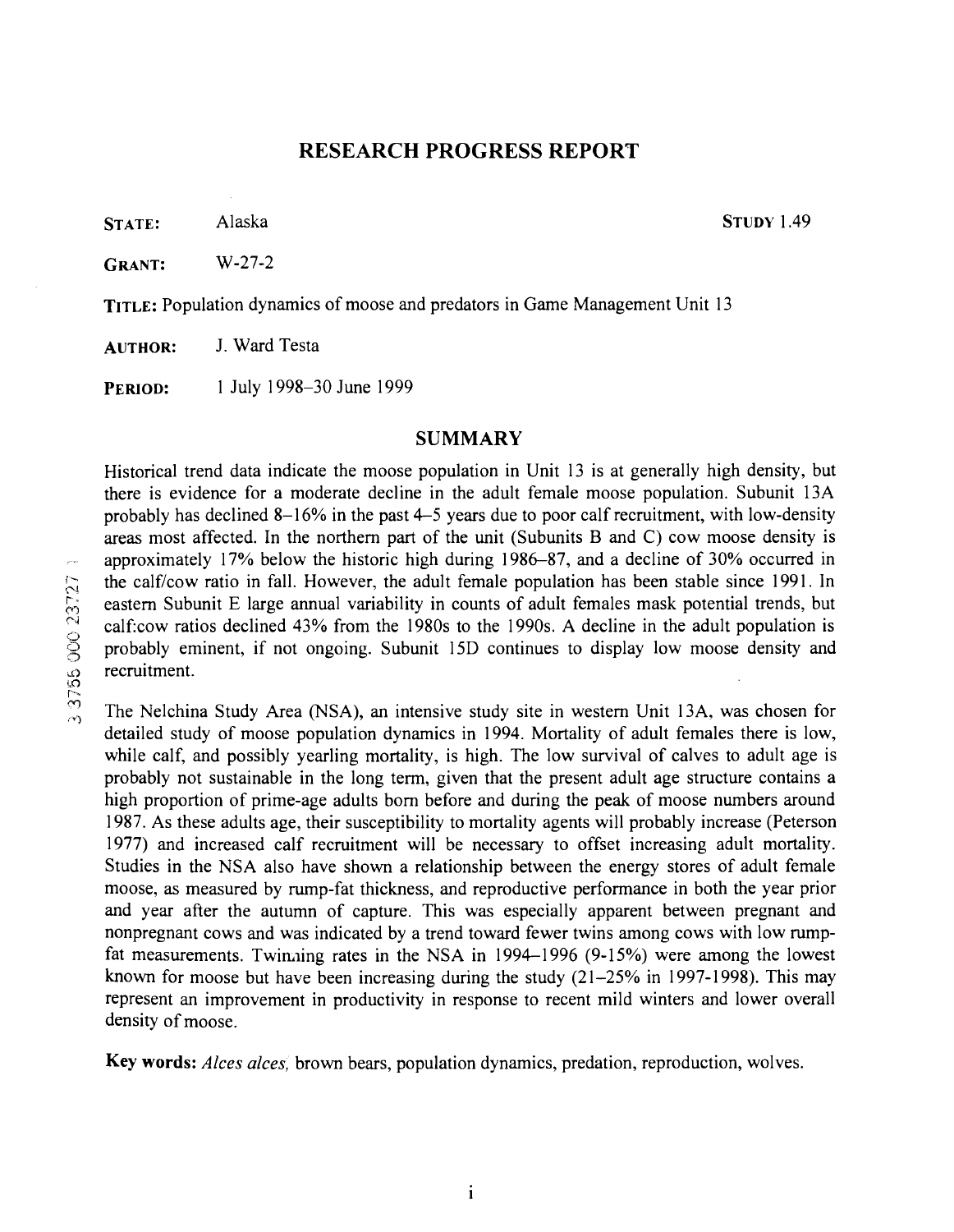# RESEARCH PROGRESS REPORT

**STATE:** Alaska **STUDY** 1.49

**GRANT:** W-27-2

**TITLE:** Population dynamics of moose and predators in Game Management Unit 13

**AUTHOR:** J. Ward Testa

**PERIOD:** 1 July 1998–30 June 1999

## SUMMARY

Historical trend data indicate the moose population in Unit 13 is at generally high density, but there is evidence for a moderate decline in the adult female moose population. Subunit 13A probably has declined 8–16% in the past 4–5 years due to poor calf recruitment, with low-density areas most affected. In the northern part of the unit (Subunits B and C) cow moose density is approximately 17% below the historic high during 1986–87, and a decline of 30% occurred in the calf/cow ratio in fall. However, the adult female population has been stable since 1991. In eastern Subunit E large annual variability in counts of adult females mask potential trends, but calf:cow ratios declined 43% from the 1980s to the 1990s. A decline in the adult population is probably eminent, if not ongoing. Subunit 15D continues to display low moose density and recruitment.

The Nelchina Study Area (NSA), an intensive study site in western Unit 13A, was chosen for detailed study of moose population dynamics in 1994. Mortality of adult females there is low, while calf, and possibly yearling mortality, is high. The low survival of calves to adult age is probably not sustainable in the long term, given that the present adult age structure contains a high proportion of prime-age adults born before and during the peak of moose numbers around 1987. As these adults age, their susceptibility to mortality agents will probably increase (Peterson 1977) and increased calf recruitment will be necessary to offset increasing adult mortality. Studies in the NSA also have shown a relationship between the energy stores of adult female moose, as measured by rump-fat thickness, and reproductive performance in both the year prior and year after the autumn of capture. This was especially apparent between pregnant and nonpregnant cows and was indicated by a trend toward fewer twins among cows with low rump-fat measurements. Twinning rates in the NSA in 1994–1996 (9-15%) were among the lowest known for moose but have been increasing during the study (21–25% in 1997-1998). This may represent an improvement in productivity in response to recent mild winters and lower overall density of moose.

**Key words:** *Alces alces,* brown bears, population dynamics, predation, reproduction, wolves.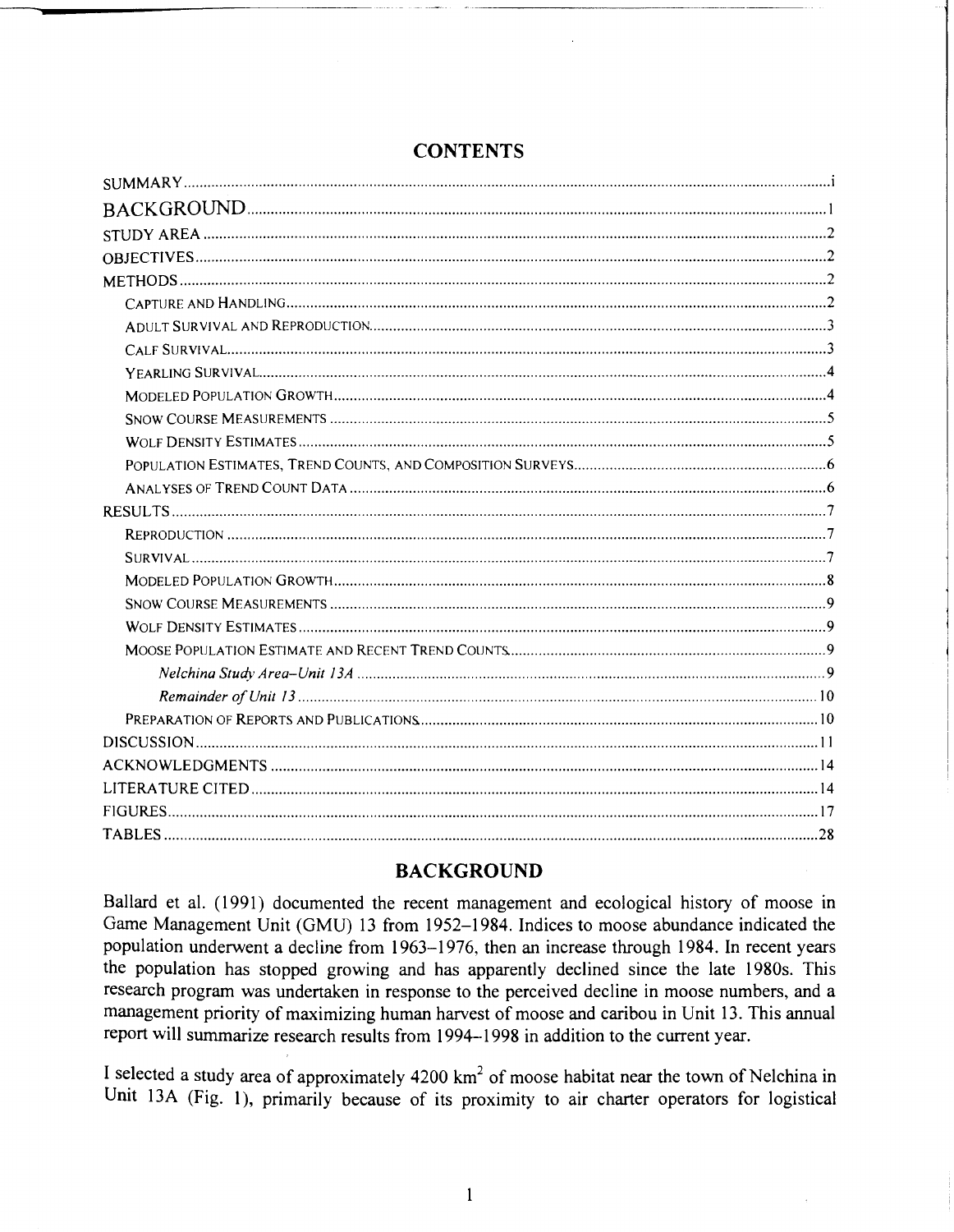## CONTENTS

| | |
|---|---|
| SUMMARY | i |
| BACKGROUND | 1 |
| STUDY AREA | 2 |
| OBJECTIVES | 2 |
| METHODS | 2 |
| Capture and Handling | 2 |
| Adult Survival and Reproduction | 3 |
| Calf Survival | 3 |
| Yearling Survival | 4 |
| Modeled Population Growth | 4 |
| Snow Course Measurements | 5 |
| Wolf Density Estimates | 5 |
| Population Estimates, Trend Counts, and Composition Surveys | 6 |
| Analyses of Trend Count Data | 6 |
| RESULTS | 7 |
| Reproduction | 7 |
| Survival | 7 |
| Modeled Population Growth | 8 |
| Snow Course Measurements | 9 |
| Wolf Density Estimates | 9 |
| Moose Population Estimate and Recent Trend Counts | 9 |
| *Nelchina Study Area–Unit 13A* | 9 |
| *Remainder of Unit 13* | 10 |
| Preparation of Reports and Publications | 10 |
| DISCUSSION | 11 |
| ACKNOWLEDGMENTS | 14 |
| LITERATURE CITED | 14 |
| FIGURES | 17 |
| TABLES | 28 |

## BACKGROUND

Ballard et al. (1991) documented the recent management and ecological history of moose in Game Management Unit (GMU) 13 from 1952–1984. Indices to moose abundance indicated the population underwent a decline from 1963–1976, then an increase through 1984. In recent years the population has stopped growing and has apparently declined since the late 1980s. This research program was undertaken in response to the perceived decline in moose numbers, and a management priority of maximizing human harvest of moose and caribou in Unit 13. This annual report will summarize research results from 1994–1998 in addition to the current year.

I selected a study area of approximately 4200 km$^2$ of moose habitat near the town of Nelchina in Unit 13A (Fig. 1), primarily because of its proximity to air charter operators for logistical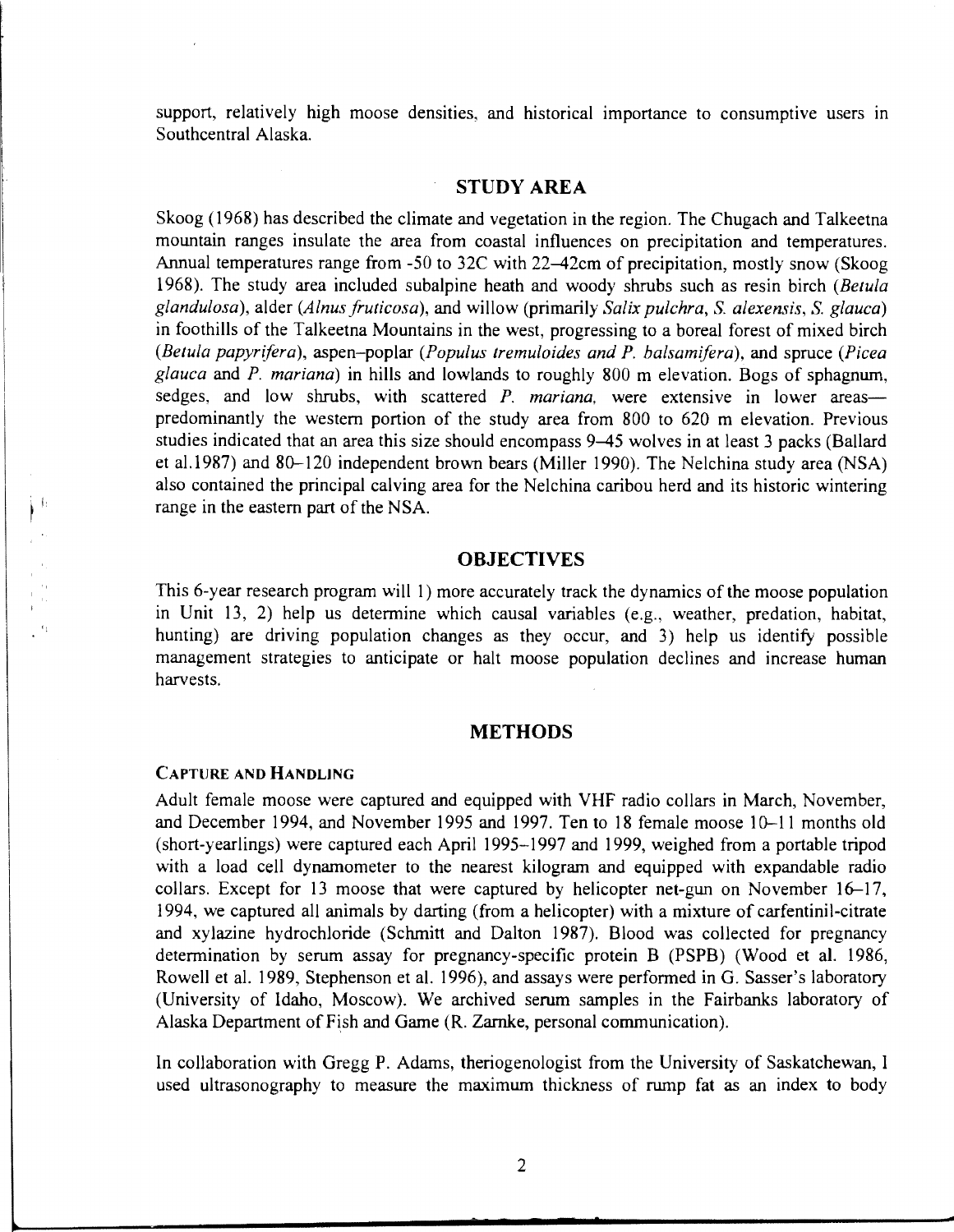support, relatively high moose densities, and historical importance to consumptive users in Southcentral Alaska.

## STUDY AREA

Skoog (1968) has described the climate and vegetation in the region. The Chugach and Talkeetna mountain ranges insulate the area from coastal influences on precipitation and temperatures. Annual temperatures range from -50 to 32C with 22–42cm of precipitation, mostly snow (Skoog 1968). The study area included subalpine heath and woody shrubs such as resin birch (*Betula glandulosa*), alder (*Alnus fruticosa*), and willow (primarily *Salix pulchra*, *S. alexensis*, *S. glauca*) in foothills of the Talkeetna Mountains in the west, progressing to a boreal forest of mixed birch (*Betula papyrifera*), aspen–poplar (*Populus tremuloides and P. balsamifera*), and spruce (*Picea glauca* and *P. mariana*) in hills and lowlands to roughly 800 m elevation. Bogs of sphagnum, sedges, and low shrubs, with scattered *P. mariana*, were extensive in lower areas—predominantly the western portion of the study area from 800 to 620 m elevation. Previous studies indicated that an area this size should encompass 9–45 wolves in at least 3 packs (Ballard et al.1987) and 80–120 independent brown bears (Miller 1990). The Nelchina study area (NSA) also contained the principal calving area for the Nelchina caribou herd and its historic wintering range in the eastern part of the NSA.

## OBJECTIVES

This 6-year research program will 1) more accurately track the dynamics of the moose population in Unit 13, 2) help us determine which causal variables (e.g., weather, predation, habitat, hunting) are driving population changes as they occur, and 3) help us identify possible management strategies to anticipate or halt moose population declines and increase human harvests.

## METHODS

### CAPTURE AND HANDLING

Adult female moose were captured and equipped with VHF radio collars in March, November, and December 1994, and November 1995 and 1997. Ten to 18 female moose 10–11 months old (short-yearlings) were captured each April 1995–1997 and 1999, weighed from a portable tripod with a load cell dynamometer to the nearest kilogram and equipped with expandable radio collars. Except for 13 moose that were captured by helicopter net-gun on November 16–17, 1994, we captured all animals by darting (from a helicopter) with a mixture of carfentinil-citrate and xylazine hydrochloride (Schmitt and Dalton 1987). Blood was collected for pregnancy determination by serum assay for pregnancy-specific protein B (PSPB) (Wood et al. 1986, Rowell et al. 1989, Stephenson et al. 1996), and assays were performed in G. Sasser's laboratory (University of Idaho, Moscow). We archived serum samples in the Fairbanks laboratory of Alaska Department of Fish and Game (R. Zarnke, personal communication).

In collaboration with Gregg P. Adams, theriogenologist from the University of Saskatchewan, I used ultrasonography to measure the maximum thickness of rump fat as an index to body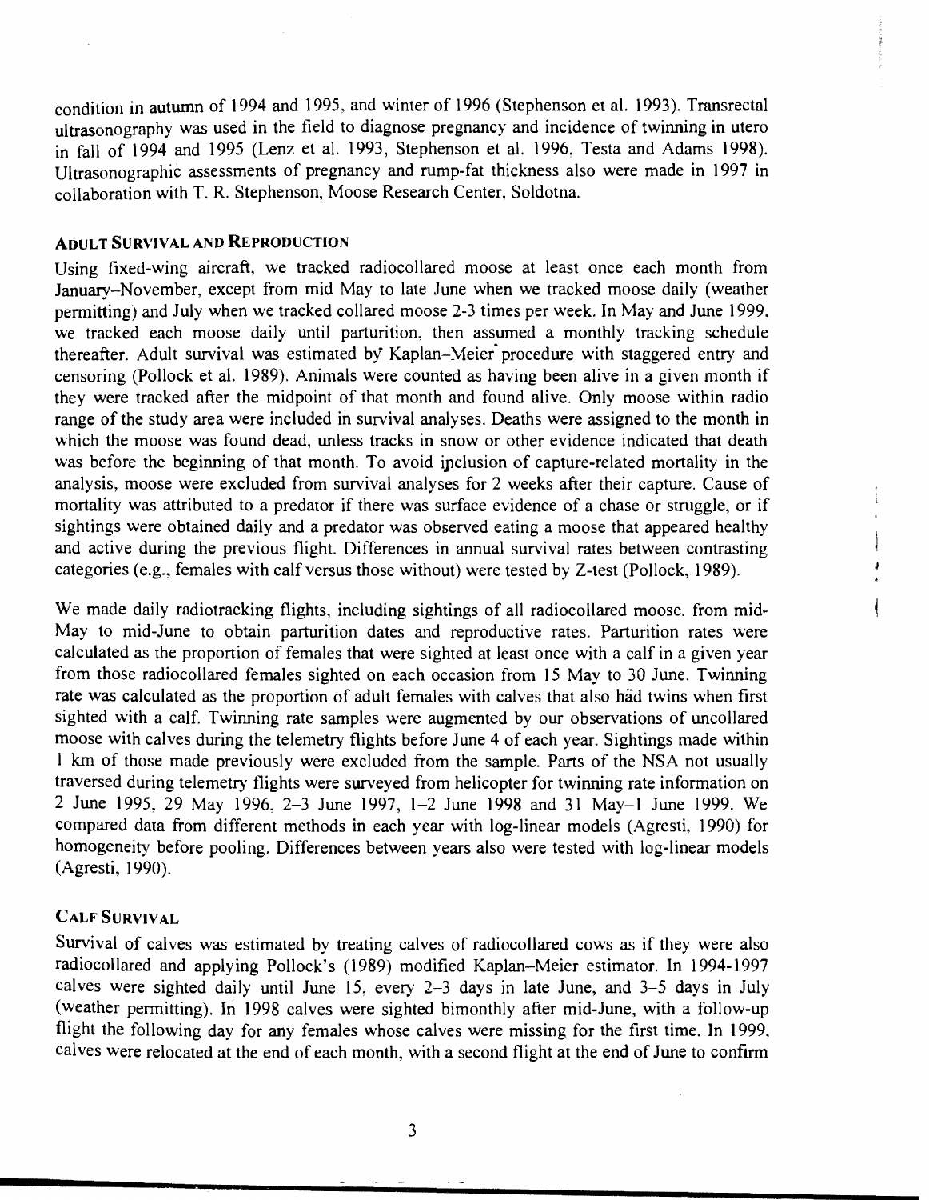condition in autumn of 1994 and 1995, and winter of 1996 (Stephenson et al. 1993). Transrectal ultrasonography was used in the field to diagnose pregnancy and incidence of twinning in utero in fall of 1994 and 1995 (Lenz et al. 1993, Stephenson et al. 1996, Testa and Adams 1998). Ultrasonographic assessments of pregnancy and rump-fat thickness also were made in 1997 in collaboration with T. R. Stephenson, Moose Research Center, Soldotna.

### ADULT SURVIVAL AND REPRODUCTION

Using fixed-wing aircraft, we tracked radiocollared moose at least once each month from January–November, except from mid May to late June when we tracked moose daily (weather permitting) and July when we tracked collared moose 2-3 times per week. In May and June 1999, we tracked each moose daily until parturition, then assumed a monthly tracking schedule thereafter. Adult survival was estimated by Kaplan–Meier procedure with staggered entry and censoring (Pollock et al. 1989). Animals were counted as having been alive in a given month if they were tracked after the midpoint of that month and found alive. Only moose within radio range of the study area were included in survival analyses. Deaths were assigned to the month in which the moose was found dead, unless tracks in snow or other evidence indicated that death was before the beginning of that month. To avoid inclusion of capture-related mortality in the analysis, moose were excluded from survival analyses for 2 weeks after their capture. Cause of mortality was attributed to a predator if there was surface evidence of a chase or struggle, or if sightings were obtained daily and a predator was observed eating a moose that appeared healthy and active during the previous flight. Differences in annual survival rates between contrasting categories (e.g., females with calf versus those without) were tested by Z-test (Pollock, 1989).

We made daily radiotracking flights, including sightings of all radiocollared moose, from mid-May to mid-June to obtain parturition dates and reproductive rates. Parturition rates were calculated as the proportion of females that were sighted at least once with a calf in a given year from those radiocollared females sighted on each occasion from 15 May to 30 June. Twinning rate was calculated as the proportion of adult females with calves that also had twins when first sighted with a calf. Twinning rate samples were augmented by our observations of uncollared moose with calves during the telemetry flights before June 4 of each year. Sightings made within 1 km of those made previously were excluded from the sample. Parts of the NSA not usually traversed during telemetry flights were surveyed from helicopter for twinning rate information on 2 June 1995, 29 May 1996, 2–3 June 1997, 1–2 June 1998 and 31 May–1 June 1999. We compared data from different methods in each year with log-linear models (Agresti, 1990) for homogeneity before pooling. Differences between years also were tested with log-linear models (Agresti, 1990).

### CALF SURVIVAL

Survival of calves was estimated by treating calves of radiocollared cows as if they were also radiocollared and applying Pollock's (1989) modified Kaplan–Meier estimator. In 1994-1997 calves were sighted daily until June 15, every 2–3 days in late June, and 3–5 days in July (weather permitting). In 1998 calves were sighted bimonthly after mid-June, with a follow-up flight the following day for any females whose calves were missing for the first time. In 1999, calves were relocated at the end of each month, with a second flight at the end of June to confirm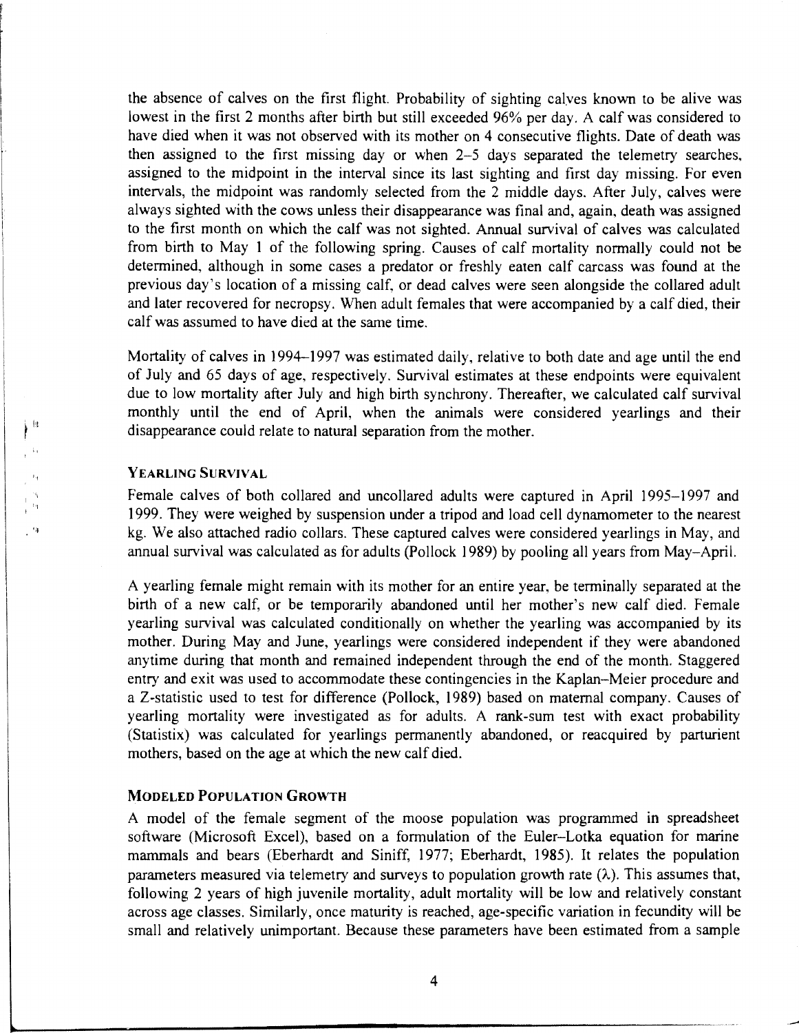the absence of calves on the first flight. Probability of sighting calves known to be alive was lowest in the first 2 months after birth but still exceeded 96% per day. A calf was considered to have died when it was not observed with its mother on 4 consecutive flights. Date of death was then assigned to the first missing day or when 2–5 days separated the telemetry searches, assigned to the midpoint in the interval since its last sighting and first day missing. For even intervals, the midpoint was randomly selected from the 2 middle days. After July, calves were always sighted with the cows unless their disappearance was final and, again, death was assigned to the first month on which the calf was not sighted. Annual survival of calves was calculated from birth to May 1 of the following spring. Causes of calf mortality normally could not be determined, although in some cases a predator or freshly eaten calf carcass was found at the previous day's location of a missing calf, or dead calves were seen alongside the collared adult and later recovered for necropsy. When adult females that were accompanied by a calf died, their calf was assumed to have died at the same time.

Mortality of calves in 1994–1997 was estimated daily, relative to both date and age until the end of July and 65 days of age, respectively. Survival estimates at these endpoints were equivalent due to low mortality after July and high birth synchrony. Thereafter, we calculated calf survival monthly until the end of April, when the animals were considered yearlings and their disappearance could relate to natural separation from the mother.

### Yearling Survival

Female calves of both collared and uncollared adults were captured in April 1995–1997 and 1999. They were weighed by suspension under a tripod and load cell dynamometer to the nearest kg. We also attached radio collars. These captured calves were considered yearlings in May, and annual survival was calculated as for adults (Pollock 1989) by pooling all years from May–April.

A yearling female might remain with its mother for an entire year, be terminally separated at the birth of a new calf, or be temporarily abandoned until her mother's new calf died. Female yearling survival was calculated conditionally on whether the yearling was accompanied by its mother. During May and June, yearlings were considered independent if they were abandoned anytime during that month and remained independent through the end of the month. Staggered entry and exit was used to accommodate these contingencies in the Kaplan–Meier procedure and a Z-statistic used to test for difference (Pollock, 1989) based on maternal company. Causes of yearling mortality were investigated as for adults. A rank-sum test with exact probability (Statistix) was calculated for yearlings permanently abandoned, or reacquired by parturient mothers, based on the age at which the new calf died.

### Modeled Population Growth

A model of the female segment of the moose population was programmed in spreadsheet software (Microsoft Excel), based on a formulation of the Euler–Lotka equation for marine mammals and bears (Eberhardt and Siniff, 1977; Eberhardt, 1985). It relates the population parameters measured via telemetry and surveys to population growth rate ($\lambda$). This assumes that, following 2 years of high juvenile mortality, adult mortality will be low and relatively constant across age classes. Similarly, once maturity is reached, age-specific variation in fecundity will be small and relatively unimportant. Because these parameters have been estimated from a sample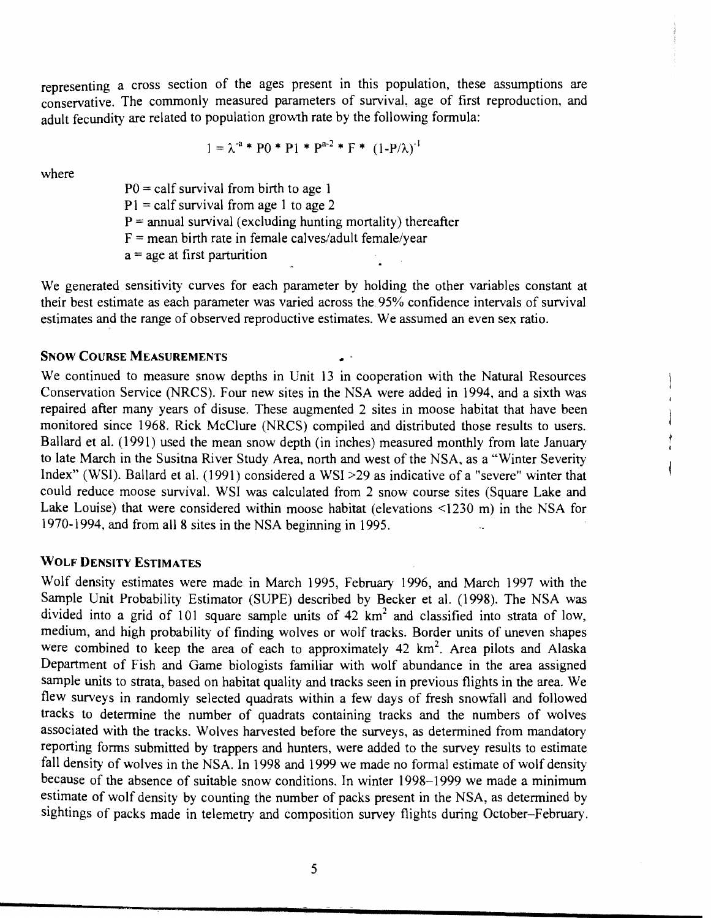representing a cross section of the ages present in this population, these assumptions are conservative. The commonly measured parameters of survival, age of first reproduction, and adult fecundity are related to population growth rate by the following formula:

$$1 = \lambda^{-a} * P0 * P1 * P^{a-2} * F * (1-P/\lambda)^{-1}$$

where

- P0 = calf survival from birth to age 1
- P1 = calf survival from age 1 to age 2
- P = annual survival (excluding hunting mortality) thereafter
- F = mean birth rate in female calves/adult female/year
- a = age at first parturition

We generated sensitivity curves for each parameter by holding the other variables constant at their best estimate as each parameter was varied across the 95% confidence intervals of survival estimates and the range of observed reproductive estimates. We assumed an even sex ratio.

### SNOW COURSE MEASUREMENTS

We continued to measure snow depths in Unit 13 in cooperation with the Natural Resources Conservation Service (NRCS). Four new sites in the NSA were added in 1994, and a sixth was repaired after many years of disuse. These augmented 2 sites in moose habitat that have been monitored since 1968. Rick McClure (NRCS) compiled and distributed those results to users. Ballard et al. (1991) used the mean snow depth (in inches) measured monthly from late January to late March in the Susitna River Study Area, north and west of the NSA, as a "Winter Severity Index" (WSI). Ballard et al. (1991) considered a WSI >29 as indicative of a "severe" winter that could reduce moose survival. WSI was calculated from 2 snow course sites (Square Lake and Lake Louise) that were considered within moose habitat (elevations <1230 m) in the NSA for 1970-1994, and from all 8 sites in the NSA beginning in 1995.

### WOLF DENSITY ESTIMATES

Wolf density estimates were made in March 1995, February 1996, and March 1997 with the Sample Unit Probability Estimator (SUPE) described by Becker et al. (1998). The NSA was divided into a grid of 101 square sample units of 42 km$^2$ and classified into strata of low, medium, and high probability of finding wolves or wolf tracks. Border units of uneven shapes were combined to keep the area of each to approximately 42 km$^2$. Area pilots and Alaska Department of Fish and Game biologists familiar with wolf abundance in the area assigned sample units to strata, based on habitat quality and tracks seen in previous flights in the area. We flew surveys in randomly selected quadrats within a few days of fresh snowfall and followed tracks to determine the number of quadrats containing tracks and the numbers of wolves associated with the tracks. Wolves harvested before the surveys, as determined from mandatory reporting forms submitted by trappers and hunters, were added to the survey results to estimate fall density of wolves in the NSA. In 1998 and 1999 we made no formal estimate of wolf density because of the absence of suitable snow conditions. In winter 1998–1999 we made a minimum estimate of wolf density by counting the number of packs present in the NSA, as determined by sightings of packs made in telemetry and composition survey flights during October–February.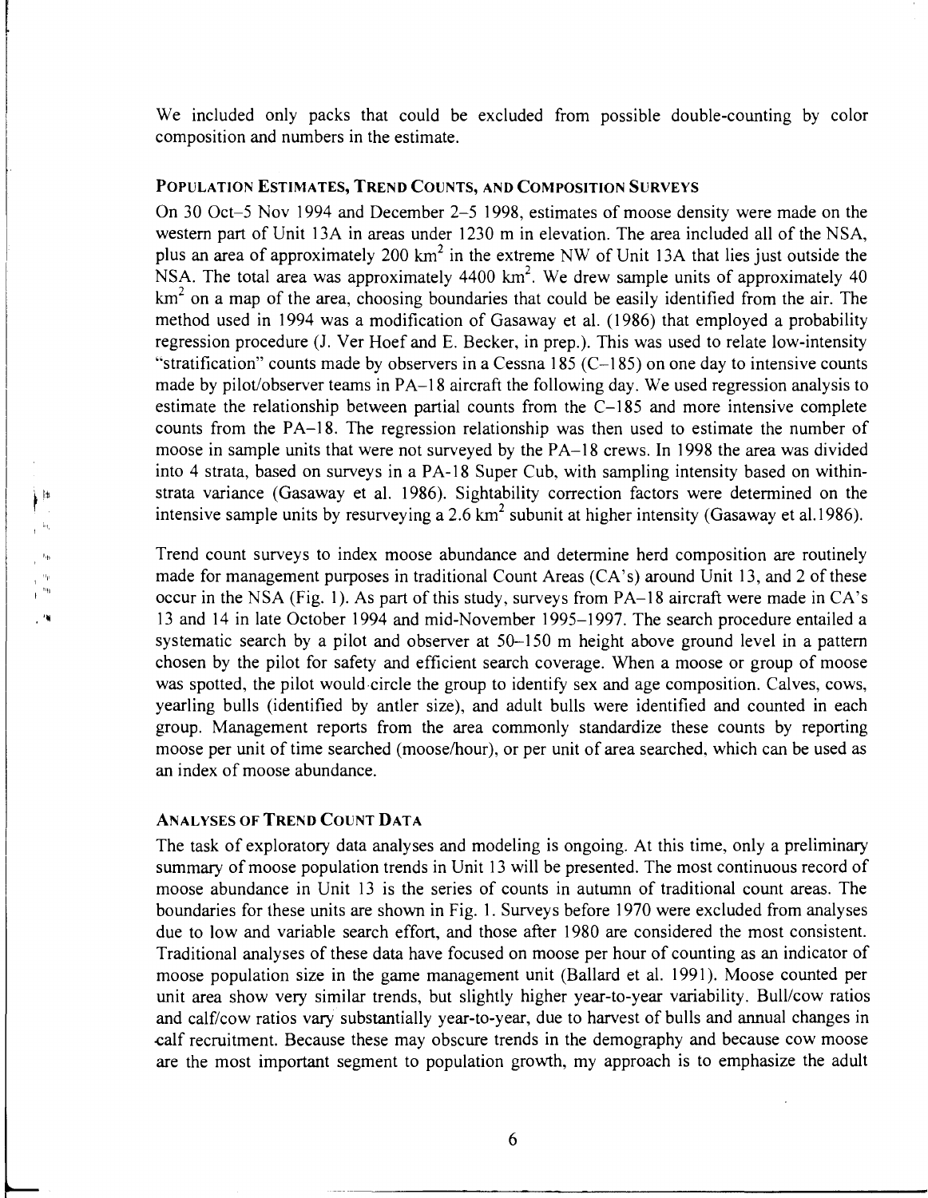We included only packs that could be excluded from possible double-counting by color composition and numbers in the estimate.

### POPULATION ESTIMATES, TREND COUNTS, AND COMPOSITION SURVEYS

On 30 Oct–5 Nov 1994 and December 2–5 1998, estimates of moose density were made on the western part of Unit 13A in areas under 1230 m in elevation. The area included all of the NSA, plus an area of approximately 200 $km^2$ in the extreme NW of Unit 13A that lies just outside the NSA. The total area was approximately 4400 $km^2$. We drew sample units of approximately 40 $km^2$ on a map of the area, choosing boundaries that could be easily identified from the air. The method used in 1994 was a modification of Gasaway et al. (1986) that employed a probability regression procedure (J. Ver Hoef and E. Becker, in prep.). This was used to relate low-intensity "stratification" counts made by observers in a Cessna 185 (C–185) on one day to intensive counts made by pilot/observer teams in PA–18 aircraft the following day. We used regression analysis to estimate the relationship between partial counts from the C–185 and more intensive complete counts from the PA–18. The regression relationship was then used to estimate the number of moose in sample units that were not surveyed by the PA–18 crews. In 1998 the area was divided into 4 strata, based on surveys in a PA-18 Super Cub, with sampling intensity based on within-strata variance (Gasaway et al. 1986). Sightability correction factors were determined on the intensive sample units by resurveying a 2.6 $km^2$ subunit at higher intensity (Gasaway et al.1986).

Trend count surveys to index moose abundance and determine herd composition are routinely made for management purposes in traditional Count Areas (CA's) around Unit 13, and 2 of these occur in the NSA (Fig. 1). As part of this study, surveys from PA–18 aircraft were made in CA's 13 and 14 in late October 1994 and mid-November 1995–1997. The search procedure entailed a systematic search by a pilot and observer at 50–150 m height above ground level in a pattern chosen by the pilot for safety and efficient search coverage. When a moose or group of moose was spotted, the pilot would circle the group to identify sex and age composition. Calves, cows, yearling bulls (identified by antler size), and adult bulls were identified and counted in each group. Management reports from the area commonly standardize these counts by reporting moose per unit of time searched (moose/hour), or per unit of area searched, which can be used as an index of moose abundance.

### ANALYSES OF TREND COUNT DATA

The task of exploratory data analyses and modeling is ongoing. At this time, only a preliminary summary of moose population trends in Unit 13 will be presented. The most continuous record of moose abundance in Unit 13 is the series of counts in autumn of traditional count areas. The boundaries for these units are shown in Fig. 1. Surveys before 1970 were excluded from analyses due to low and variable search effort, and those after 1980 are considered the most consistent. Traditional analyses of these data have focused on moose per hour of counting as an indicator of moose population size in the game management unit (Ballard et al. 1991). Moose counted per unit area show very similar trends, but slightly higher year-to-year variability. Bull/cow ratios and calf/cow ratios vary substantially year-to-year, due to harvest of bulls and annual changes in calf recruitment. Because these may obscure trends in the demography and because cow moose are the most important segment to population growth, my approach is to emphasize the adult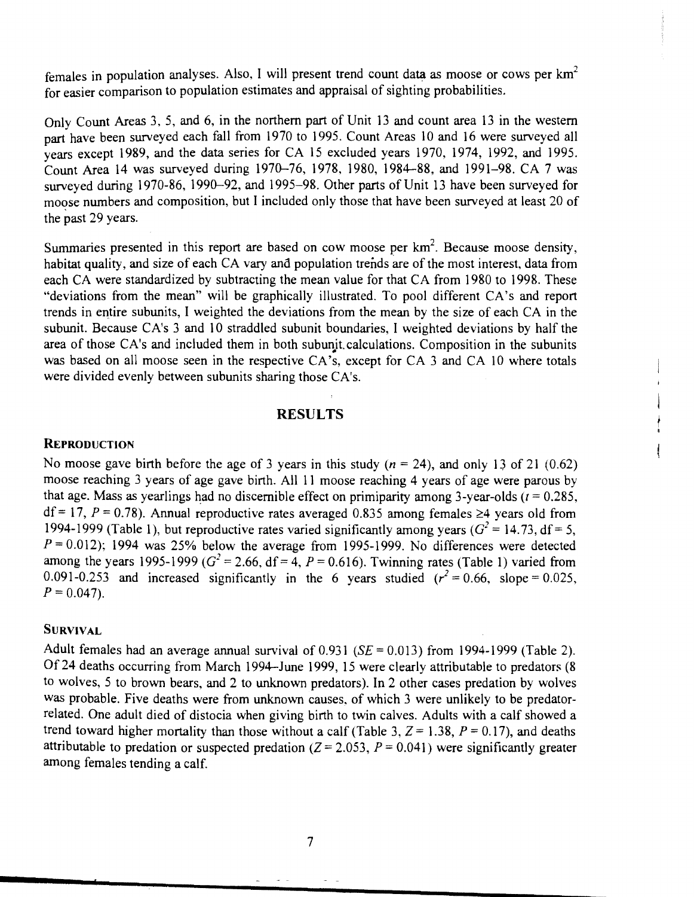females in population analyses. Also, I will present trend count data as moose or cows per km$^2$ for easier comparison to population estimates and appraisal of sighting probabilities.

Only Count Areas 3, 5, and 6, in the northern part of Unit 13 and count area 13 in the western part have been surveyed each fall from 1970 to 1995. Count Areas 10 and 16 were surveyed all years except 1989, and the data series for CA 15 excluded years 1970, 1974, 1992, and 1995. Count Area 14 was surveyed during 1970–76, 1978, 1980, 1984–88, and 1991–98. CA 7 was surveyed during 1970-86, 1990–92, and 1995–98. Other parts of Unit 13 have been surveyed for moose numbers and composition, but I included only those that have been surveyed at least 20 of the past 29 years.

Summaries presented in this report are based on cow moose per km$^2$. Because moose density, habitat quality, and size of each CA vary and population trends are of the most interest, data from each CA were standardized by subtracting the mean value for that CA from 1980 to 1998. These "deviations from the mean" will be graphically illustrated. To pool different CA's and report trends in entire subunits, I weighted the deviations from the mean by the size of each CA in the subunit. Because CA's 3 and 10 straddled subunit boundaries, I weighted deviations by half the area of those CA's and included them in both subunit calculations. Composition in the subunits was based on all moose seen in the respective CA's, except for CA 3 and CA 10 where totals were divided evenly between subunits sharing those CA's.

## RESULTS

### REPRODUCTION

No moose gave birth before the age of 3 years in this study ($n = 24$), and only 13 of 21 (0.62) moose reaching 3 years of age gave birth. All 11 moose reaching 4 years of age were parous by that age. Mass as yearlings had no discernible effect on primiparity among 3-year-olds ($t = 0.285$, df = 17, $P = 0.78$). Annual reproductive rates averaged 0.835 among females ≥4 years old from 1994-1999 (Table 1), but reproductive rates varied significantly among years ($G^2 = 14.73$, df = 5, $P = 0.012$); 1994 was 25% below the average from 1995-1999. No differences were detected among the years 1995-1999 ($G^2 = 2.66$, df = 4, $P = 0.616$). Twinning rates (Table 1) varied from 0.091-0.253 and increased significantly in the 6 years studied ($r^2 = 0.66$, slope = 0.025, $P = 0.047$).

### SURVIVAL

Adult females had an average annual survival of 0.931 ($SE = 0.013$) from 1994-1999 (Table 2). Of 24 deaths occurring from March 1994–June 1999, 15 were clearly attributable to predators (8 to wolves, 5 to brown bears, and 2 to unknown predators). In 2 other cases predation by wolves was probable. Five deaths were from unknown causes, of which 3 were unlikely to be predator-related. One adult died of distocia when giving birth to twin calves. Adults with a calf showed a trend toward higher mortality than those without a calf (Table 3, $Z = 1.38$, $P = 0.17$), and deaths attributable to predation or suspected predation ($Z = 2.053$, $P = 0.041$) were significantly greater among females tending a calf.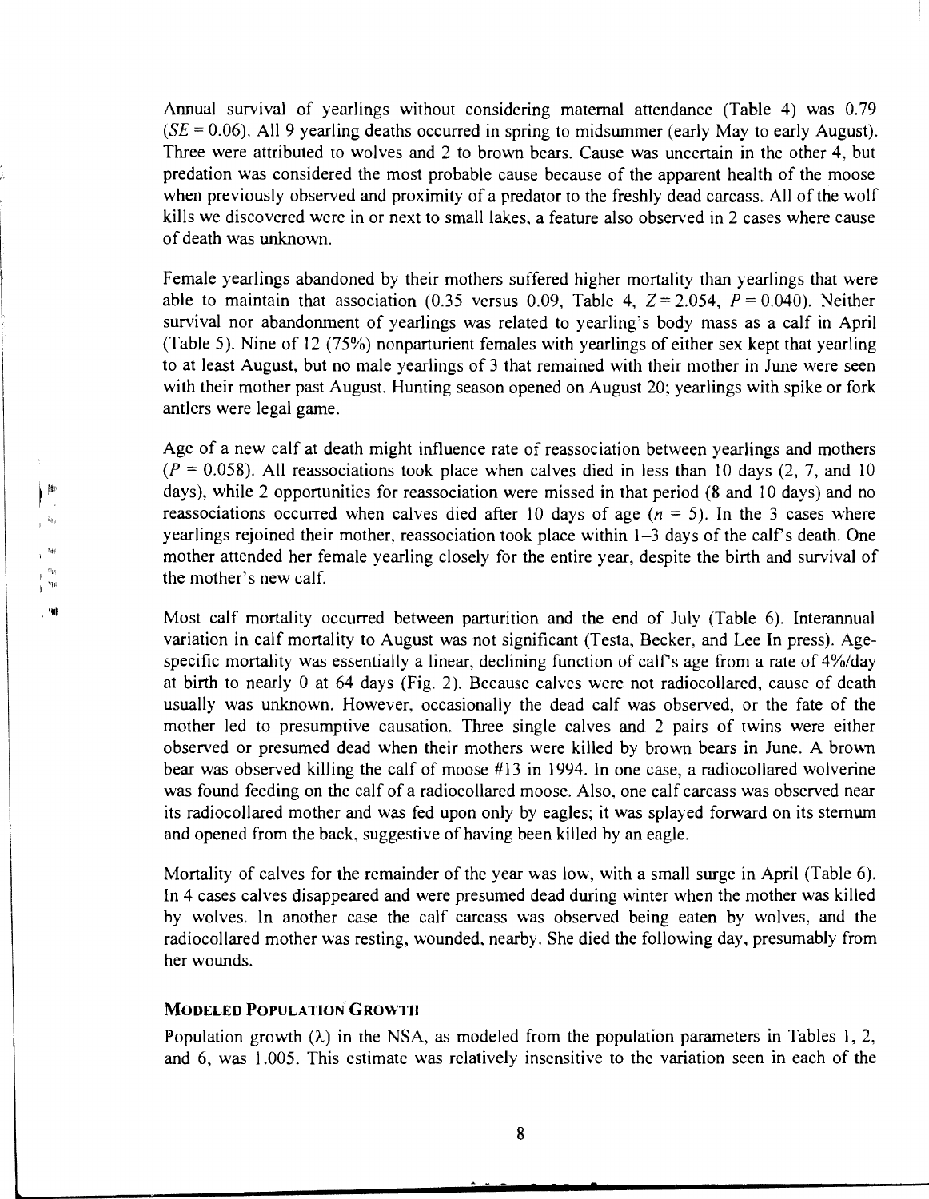Annual survival of yearlings without considering maternal attendance (Table 4) was 0.79 ($SE = 0.06$). All 9 yearling deaths occurred in spring to midsummer (early May to early August). Three were attributed to wolves and 2 to brown bears. Cause was uncertain in the other 4, but predation was considered the most probable cause because of the apparent health of the moose when previously observed and proximity of a predator to the freshly dead carcass. All of the wolf kills we discovered were in or next to small lakes, a feature also observed in 2 cases where cause of death was unknown.

Female yearlings abandoned by their mothers suffered higher mortality than yearlings that were able to maintain that association (0.35 versus 0.09, Table 4, $Z = 2.054$, $P = 0.040$). Neither survival nor abandonment of yearlings was related to yearling's body mass as a calf in April (Table 5). Nine of 12 (75%) nonparturient females with yearlings of either sex kept that yearling to at least August, but no male yearlings of 3 that remained with their mother in June were seen with their mother past August. Hunting season opened on August 20; yearlings with spike or fork antlers were legal game.

Age of a new calf at death might influence rate of reassociation between yearlings and mothers ($P = 0.058$). All reassociations took place when calves died in less than 10 days (2, 7, and 10 days), while 2 opportunities for reassociation were missed in that period (8 and 10 days) and no reassociations occurred when calves died after 10 days of age ($n = 5$). In the 3 cases where yearlings rejoined their mother, reassociation took place within 1–3 days of the calf's death. One mother attended her female yearling closely for the entire year, despite the birth and survival of the mother's new calf.

Most calf mortality occurred between parturition and the end of July (Table 6). Interannual variation in calf mortality to August was not significant (Testa, Becker, and Lee In press). Age-specific mortality was essentially a linear, declining function of calf's age from a rate of 4%/day at birth to nearly 0 at 64 days (Fig. 2). Because calves were not radiocollared, cause of death usually was unknown. However, occasionally the dead calf was observed, or the fate of the mother led to presumptive causation. Three single calves and 2 pairs of twins were either observed or presumed dead when their mothers were killed by brown bears in June. A brown bear was observed killing the calf of moose #13 in 1994. In one case, a radiocollared wolverine was found feeding on the calf of a radiocollared moose. Also, one calf carcass was observed near its radiocollared mother and was fed upon only by eagles; it was splayed forward on its sternum and opened from the back, suggestive of having been killed by an eagle.

Mortality of calves for the remainder of the year was low, with a small surge in April (Table 6). In 4 cases calves disappeared and were presumed dead during winter when the mother was killed by wolves. In another case the calf carcass was observed being eaten by wolves, and the radiocollared mother was resting, wounded, nearby. She died the following day, presumably from her wounds.

### MODELED POPULATION GROWTH

Population growth ($\lambda$) in the NSA, as modeled from the population parameters in Tables 1, 2, and 6, was 1.005. This estimate was relatively insensitive to the variation seen in each of the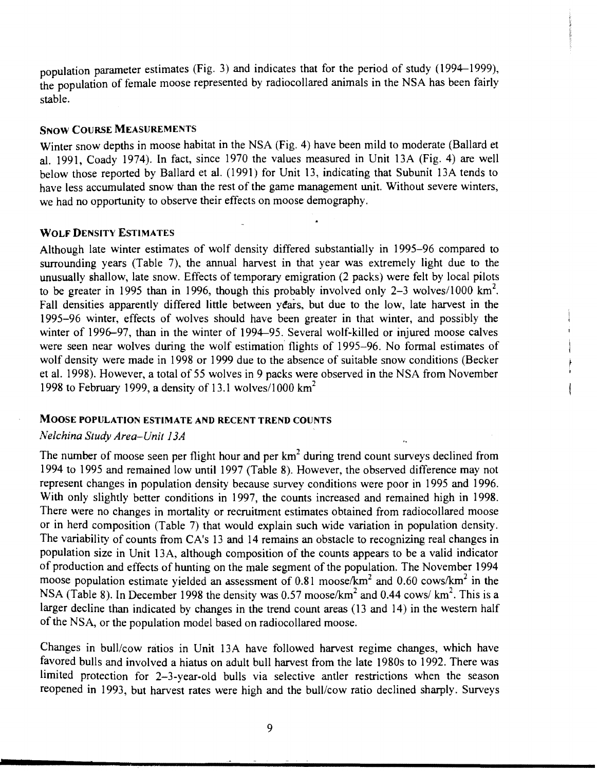population parameter estimates (Fig. 3) and indicates that for the period of study (1994–1999), the population of female moose represented by radiocollared animals in the NSA has been fairly stable.

### SNOW COURSE MEASUREMENTS

Winter snow depths in moose habitat in the NSA (Fig. 4) have been mild to moderate (Ballard et al. 1991, Coady 1974). In fact, since 1970 the values measured in Unit 13A (Fig. 4) are well below those reported by Ballard et al. (1991) for Unit 13, indicating that Subunit 13A tends to have less accumulated snow than the rest of the game management unit. Without severe winters, we had no opportunity to observe their effects on moose demography.

### WOLF DENSITY ESTIMATES

Although late winter estimates of wolf density differed substantially in 1995–96 compared to surrounding years (Table 7), the annual harvest in that year was extremely light due to the unusually shallow, late snow. Effects of temporary emigration (2 packs) were felt by local pilots to be greater in 1995 than in 1996, though this probably involved only 2–3 wolves/1000 km$^2$. Fall densities apparently differed little between years, but due to the low, late harvest in the 1995–96 winter, effects of wolves should have been greater in that winter, and possibly the winter of 1996–97, than in the winter of 1994–95. Several wolf-killed or injured moose calves were seen near wolves during the wolf estimation flights of 1995–96. No formal estimates of wolf density were made in 1998 or 1999 due to the absence of suitable snow conditions (Becker et al. 1998). However, a total of 55 wolves in 9 packs were observed in the NSA from November 1998 to February 1999, a density of 13.1 wolves/1000 km$^2$

### MOOSE POPULATION ESTIMATE AND RECENT TREND COUNTS

*Nelchina Study Area–Unit 13A*

The number of moose seen per flight hour and per km$^2$ during trend count surveys declined from 1994 to 1995 and remained low until 1997 (Table 8). However, the observed difference may not represent changes in population density because survey conditions were poor in 1995 and 1996. With only slightly better conditions in 1997, the counts increased and remained high in 1998. There were no changes in mortality or recruitment estimates obtained from radiocollared moose or in herd composition (Table 7) that would explain such wide variation in population density. The variability of counts from CA's 13 and 14 remains an obstacle to recognizing real changes in population size in Unit 13A, although composition of the counts appears to be a valid indicator of production and effects of hunting on the male segment of the population. The November 1994 moose population estimate yielded an assessment of 0.81 moose/km$^2$ and 0.60 cows/km$^2$ in the NSA (Table 8). In December 1998 the density was 0.57 moose/km$^2$ and 0.44 cows/ km$^2$. This is a larger decline than indicated by changes in the trend count areas (13 and 14) in the western half of the NSA, or the population model based on radiocollared moose.

Changes in bull/cow ratios in Unit 13A have followed harvest regime changes, which have favored bulls and involved a hiatus on adult bull harvest from the late 1980s to 1992. There was limited protection for 2–3-year-old bulls via selective antler restrictions when the season reopened in 1993, but harvest rates were high and the bull/cow ratio declined sharply. Surveys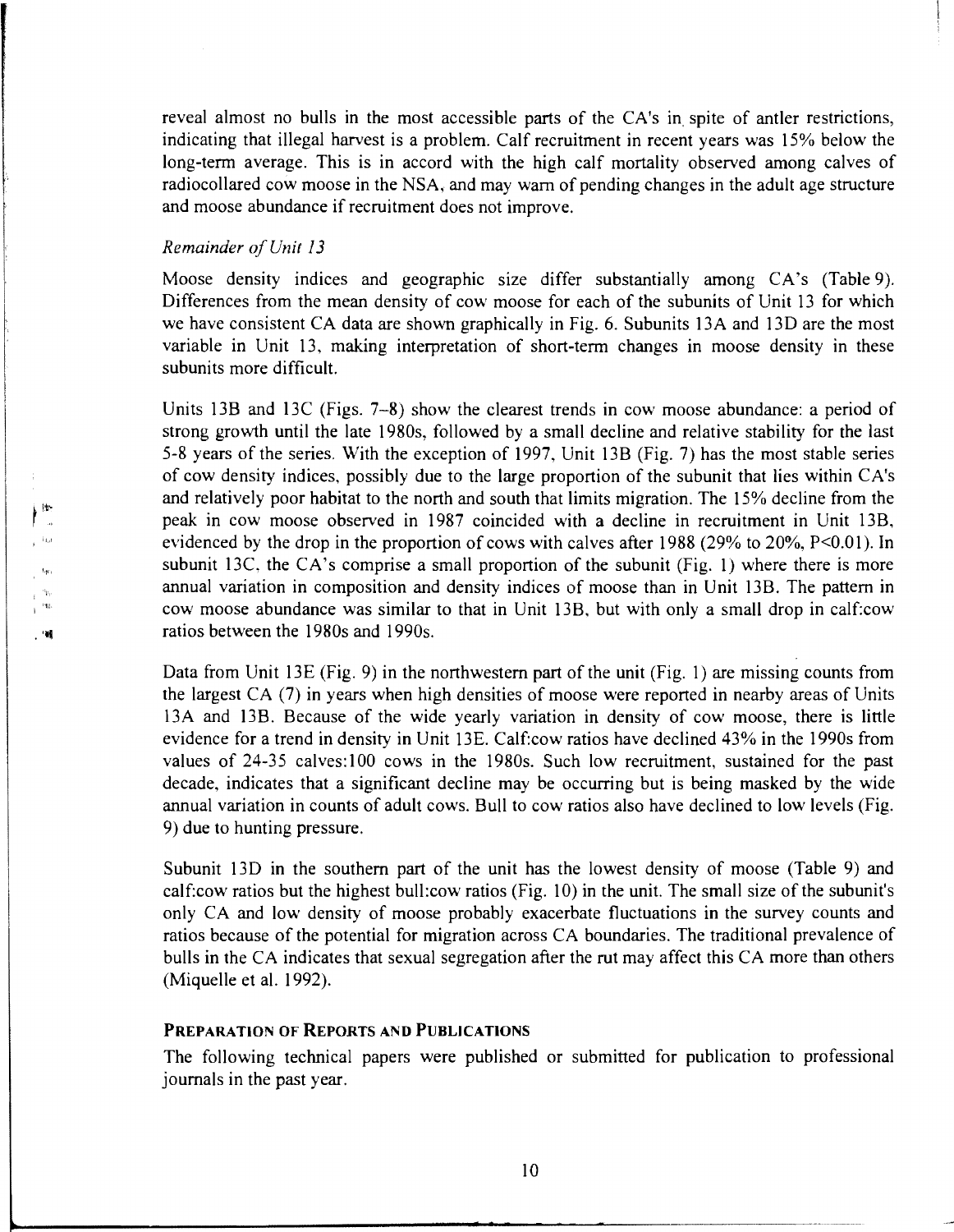reveal almost no bulls in the most accessible parts of the CA's in spite of antler restrictions, indicating that illegal harvest is a problem. Calf recruitment in recent years was 15% below the long-term average. This is in accord with the high calf mortality observed among calves of radiocollared cow moose in the NSA, and may warn of pending changes in the adult age structure and moose abundance if recruitment does not improve.

*Remainder of Unit 13*

Moose density indices and geographic size differ substantially among CA's (Table 9). Differences from the mean density of cow moose for each of the subunits of Unit 13 for which we have consistent CA data are shown graphically in Fig. 6. Subunits 13A and 13D are the most variable in Unit 13, making interpretation of short-term changes in moose density in these subunits more difficult.

Units 13B and 13C (Figs. 7–8) show the clearest trends in cow moose abundance: a period of strong growth until the late 1980s, followed by a small decline and relative stability for the last 5-8 years of the series. With the exception of 1997, Unit 13B (Fig. 7) has the most stable series of cow density indices, possibly due to the large proportion of the subunit that lies within CA's and relatively poor habitat to the north and south that limits migration. The 15% decline from the peak in cow moose observed in 1987 coincided with a decline in recruitment in Unit 13B, evidenced by the drop in the proportion of cows with calves after 1988 (29% to 20%, $P<0.01$). In subunit 13C, the CA's comprise a small proportion of the subunit (Fig. 1) where there is more annual variation in composition and density indices of moose than in Unit 13B. The pattern in cow moose abundance was similar to that in Unit 13B, but with only a small drop in calf:cow ratios between the 1980s and 1990s.

Data from Unit 13E (Fig. 9) in the northwestern part of the unit (Fig. 1) are missing counts from the largest CA (7) in years when high densities of moose were reported in nearby areas of Units 13A and 13B. Because of the wide yearly variation in density of cow moose, there is little evidence for a trend in density in Unit 13E. Calf:cow ratios have declined 43% in the 1990s from values of 24-35 calves:100 cows in the 1980s. Such low recruitment, sustained for the past decade, indicates that a significant decline may be occurring but is being masked by the wide annual variation in counts of adult cows. Bull to cow ratios also have declined to low levels (Fig. 9) due to hunting pressure.

Subunit 13D in the southern part of the unit has the lowest density of moose (Table 9) and calf:cow ratios but the highest bull:cow ratios (Fig. 10) in the unit. The small size of the subunit's only CA and low density of moose probably exacerbate fluctuations in the survey counts and ratios because of the potential for migration across CA boundaries. The traditional prevalence of bulls in the CA indicates that sexual segregation after the rut may affect this CA more than others (Miquelle et al. 1992).

## PREPARATION OF REPORTS AND PUBLICATIONS

The following technical papers were published or submitted for publication to professional journals in the past year.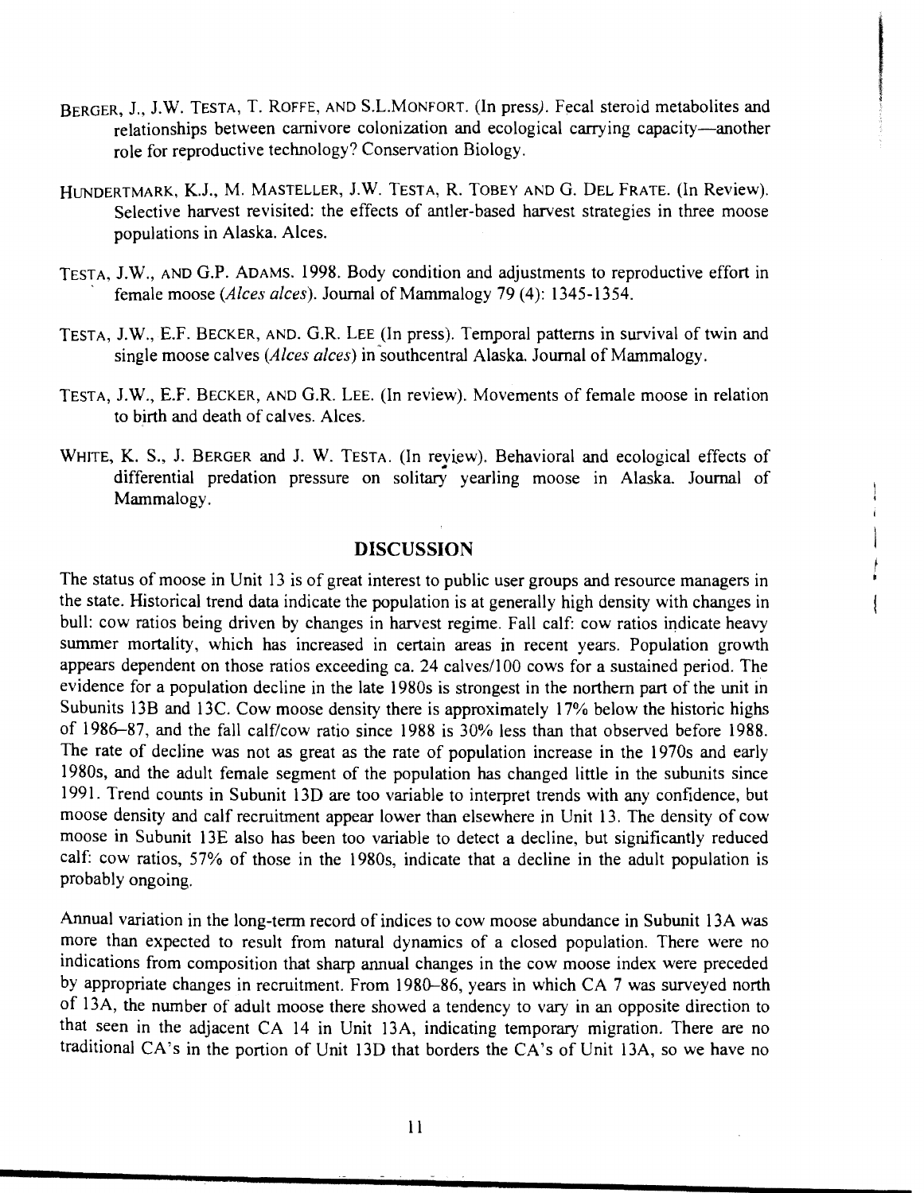BERGER, J., J.W. TESTA, T. ROFFE, AND S.L.MONFORT. (In press). Fecal steroid metabolites and relationships between carnivore colonization and ecological carrying capacity—another role for reproductive technology? Conservation Biology.

HUNDERTMARK, K.J., M. MASTELLER, J.W. TESTA, R. TOBEY AND G. DEL FRATE. (In Review). Selective harvest revisited: the effects of antler-based harvest strategies in three moose populations in Alaska. Alces.

TESTA, J.W., AND G.P. ADAMS. 1998. Body condition and adjustments to reproductive effort in female moose (*Alces alces*). Journal of Mammalogy 79 (4): 1345-1354.

TESTA, J.W., E.F. BECKER, AND. G.R. LEE (In press). Temporal patterns in survival of twin and single moose calves (*Alces alces*) in southcentral Alaska. Journal of Mammalogy.

TESTA, J.W., E.F. BECKER, AND G.R. LEE. (In review). Movements of female moose in relation to birth and death of calves. Alces.

WHITE, K. S., J. BERGER and J. W. TESTA. (In review). Behavioral and ecological effects of differential predation pressure on solitary yearling moose in Alaska. Journal of Mammalogy.

## DISCUSSION

The status of moose in Unit 13 is of great interest to public user groups and resource managers in the state. Historical trend data indicate the population is at generally high density with changes in bull: cow ratios being driven by changes in harvest regime. Fall calf: cow ratios indicate heavy summer mortality, which has increased in certain areas in recent years. Population growth appears dependent on those ratios exceeding ca. 24 calves/100 cows for a sustained period. The evidence for a population decline in the late 1980s is strongest in the northern part of the unit in Subunits 13B and 13C. Cow moose density there is approximately 17% below the historic highs of 1986–87, and the fall calf/cow ratio since 1988 is 30% less than that observed before 1988. The rate of decline was not as great as the rate of population increase in the 1970s and early 1980s, and the adult female segment of the population has changed little in the subunits since 1991. Trend counts in Subunit 13D are too variable to interpret trends with any confidence, but moose density and calf recruitment appear lower than elsewhere in Unit 13. The density of cow moose in Subunit 13E also has been too variable to detect a decline, but significantly reduced calf: cow ratios, 57% of those in the 1980s, indicate that a decline in the adult population is probably ongoing.

Annual variation in the long-term record of indices to cow moose abundance in Subunit 13A was more than expected to result from natural dynamics of a closed population. There were no indications from composition that sharp annual changes in the cow moose index were preceded by appropriate changes in recruitment. From 1980–86, years in which CA 7 was surveyed north of 13A, the number of adult moose there showed a tendency to vary in an opposite direction to that seen in the adjacent CA 14 in Unit 13A, indicating temporary migration. There are no traditional CA's in the portion of Unit 13D that borders the CA's of Unit 13A, so we have no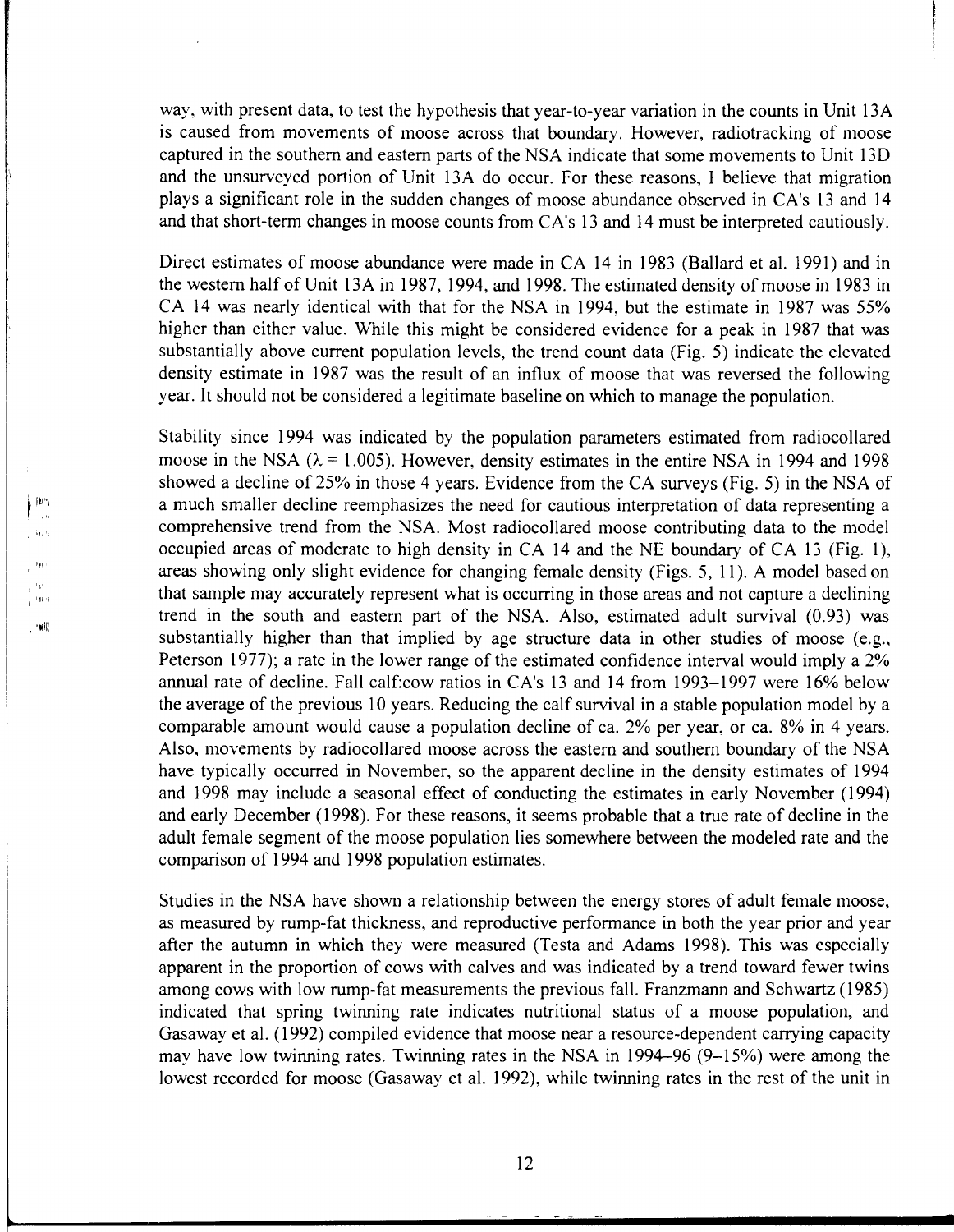way, with present data, to test the hypothesis that year-to-year variation in the counts in Unit 13A is caused from movements of moose across that boundary. However, radiotracking of moose captured in the southern and eastern parts of the NSA indicate that some movements to Unit 13D and the unsurveyed portion of Unit 13A do occur. For these reasons, I believe that migration plays a significant role in the sudden changes of moose abundance observed in CA's 13 and 14 and that short-term changes in moose counts from CA's 13 and 14 must be interpreted cautiously.

Direct estimates of moose abundance were made in CA 14 in 1983 (Ballard et al. 1991) and in the western half of Unit 13A in 1987, 1994, and 1998. The estimated density of moose in 1983 in CA 14 was nearly identical with that for the NSA in 1994, but the estimate in 1987 was 55% higher than either value. While this might be considered evidence for a peak in 1987 that was substantially above current population levels, the trend count data (Fig. 5) indicate the elevated density estimate in 1987 was the result of an influx of moose that was reversed the following year. It should not be considered a legitimate baseline on which to manage the population.

Stability since 1994 was indicated by the population parameters estimated from radiocollared moose in the NSA ($\lambda = 1.005$). However, density estimates in the entire NSA in 1994 and 1998 showed a decline of 25% in those 4 years. Evidence from the CA surveys (Fig. 5) in the NSA of a much smaller decline reemphasizes the need for cautious interpretation of data representing a comprehensive trend from the NSA. Most radiocollared moose contributing data to the model occupied areas of moderate to high density in CA 14 and the NE boundary of CA 13 (Fig. 1), areas showing only slight evidence for changing female density (Figs. 5, 11). A model based on that sample may accurately represent what is occurring in those areas and not capture a declining trend in the south and eastern part of the NSA. Also, estimated adult survival (0.93) was substantially higher than that implied by age structure data in other studies of moose (e.g., Peterson 1977); a rate in the lower range of the estimated confidence interval would imply a 2% annual rate of decline. Fall calf:cow ratios in CA's 13 and 14 from 1993–1997 were 16% below the average of the previous 10 years. Reducing the calf survival in a stable population model by a comparable amount would cause a population decline of ca. 2% per year, or ca. 8% in 4 years. Also, movements by radiocollared moose across the eastern and southern boundary of the NSA have typically occurred in November, so the apparent decline in the density estimates of 1994 and 1998 may include a seasonal effect of conducting the estimates in early November (1994) and early December (1998). For these reasons, it seems probable that a true rate of decline in the adult female segment of the moose population lies somewhere between the modeled rate and the comparison of 1994 and 1998 population estimates.

Studies in the NSA have shown a relationship between the energy stores of adult female moose, as measured by rump-fat thickness, and reproductive performance in both the year prior and year after the autumn in which they were measured (Testa and Adams 1998). This was especially apparent in the proportion of cows with calves and was indicated by a trend toward fewer twins among cows with low rump-fat measurements the previous fall. Franzmann and Schwartz (1985) indicated that spring twinning rate indicates nutritional status of a moose population, and Gasaway et al. (1992) compiled evidence that moose near a resource-dependent carrying capacity may have low twinning rates. Twinning rates in the NSA in 1994–96 (9–15%) were among the lowest recorded for moose (Gasaway et al. 1992), while twinning rates in the rest of the unit in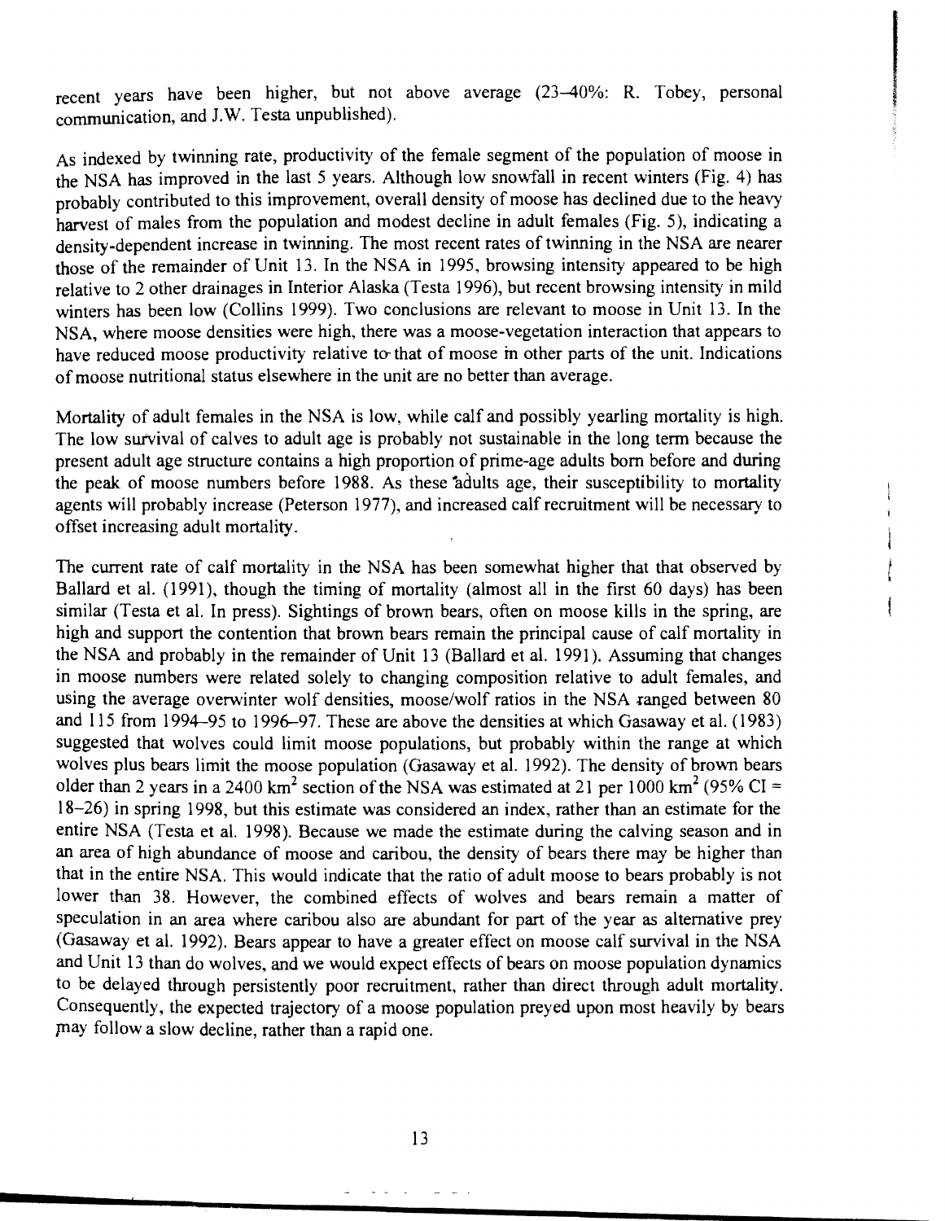recent years have been higher, but not above average (23–40%: R. Tobey, personal communication, and J.W. Testa unpublished).

As indexed by twinning rate, productivity of the female segment of the population of moose in the NSA has improved in the last 5 years. Although low snowfall in recent winters (Fig. 4) has probably contributed to this improvement, overall density of moose has declined due to the heavy harvest of males from the population and modest decline in adult females (Fig. 5), indicating a density-dependent increase in twinning. The most recent rates of twinning in the NSA are nearer those of the remainder of Unit 13. In the NSA in 1995, browsing intensity appeared to be high relative to 2 other drainages in Interior Alaska (Testa 1996), but recent browsing intensity in mild winters has been low (Collins 1999). Two conclusions are relevant to moose in Unit 13. In the NSA, where moose densities were high, there was a moose-vegetation interaction that appears to have reduced moose productivity relative to that of moose in other parts of the unit. Indications of moose nutritional status elsewhere in the unit are no better than average.

Mortality of adult females in the NSA is low, while calf and possibly yearling mortality is high. The low survival of calves to adult age is probably not sustainable in the long term because the present adult age structure contains a high proportion of prime-age adults born before and during the peak of moose numbers before 1988. As these adults age, their susceptibility to mortality agents will probably increase (Peterson 1977), and increased calf recruitment will be necessary to offset increasing adult mortality.

The current rate of calf mortality in the NSA has been somewhat higher that that observed by Ballard et al. (1991), though the timing of mortality (almost all in the first 60 days) has been similar (Testa et al. In press). Sightings of brown bears, often on moose kills in the spring, are high and support the contention that brown bears remain the principal cause of calf mortality in the NSA and probably in the remainder of Unit 13 (Ballard et al. 1991). Assuming that changes in moose numbers were related solely to changing composition relative to adult females, and using the average overwinter wolf densities, moose/wolf ratios in the NSA ranged between 80 and 115 from 1994–95 to 1996–97. These are above the densities at which Gasaway et al. (1983) suggested that wolves could limit moose populations, but probably within the range at which wolves plus bears limit the moose population (Gasaway et al. 1992). The density of brown bears older than 2 years in a 2400 km$^2$ section of the NSA was estimated at 21 per 1000 km$^2$ (95% CI = 18–26) in spring 1998, but this estimate was considered an index, rather than an estimate for the entire NSA (Testa et al. 1998). Because we made the estimate during the calving season and in an area of high abundance of moose and caribou, the density of bears there may be higher than that in the entire NSA. This would indicate that the ratio of adult moose to bears probably is not lower than 38. However, the combined effects of wolves and bears remain a matter of speculation in an area where caribou also are abundant for part of the year as alternative prey (Gasaway et al. 1992). Bears appear to have a greater effect on moose calf survival in the NSA and Unit 13 than do wolves, and we would expect effects of bears on moose population dynamics to be delayed through persistently poor recruitment, rather than direct through adult mortality. Consequently, the expected trajectory of a moose population preyed upon most heavily by bears may follow a slow decline, rather than a rapid one.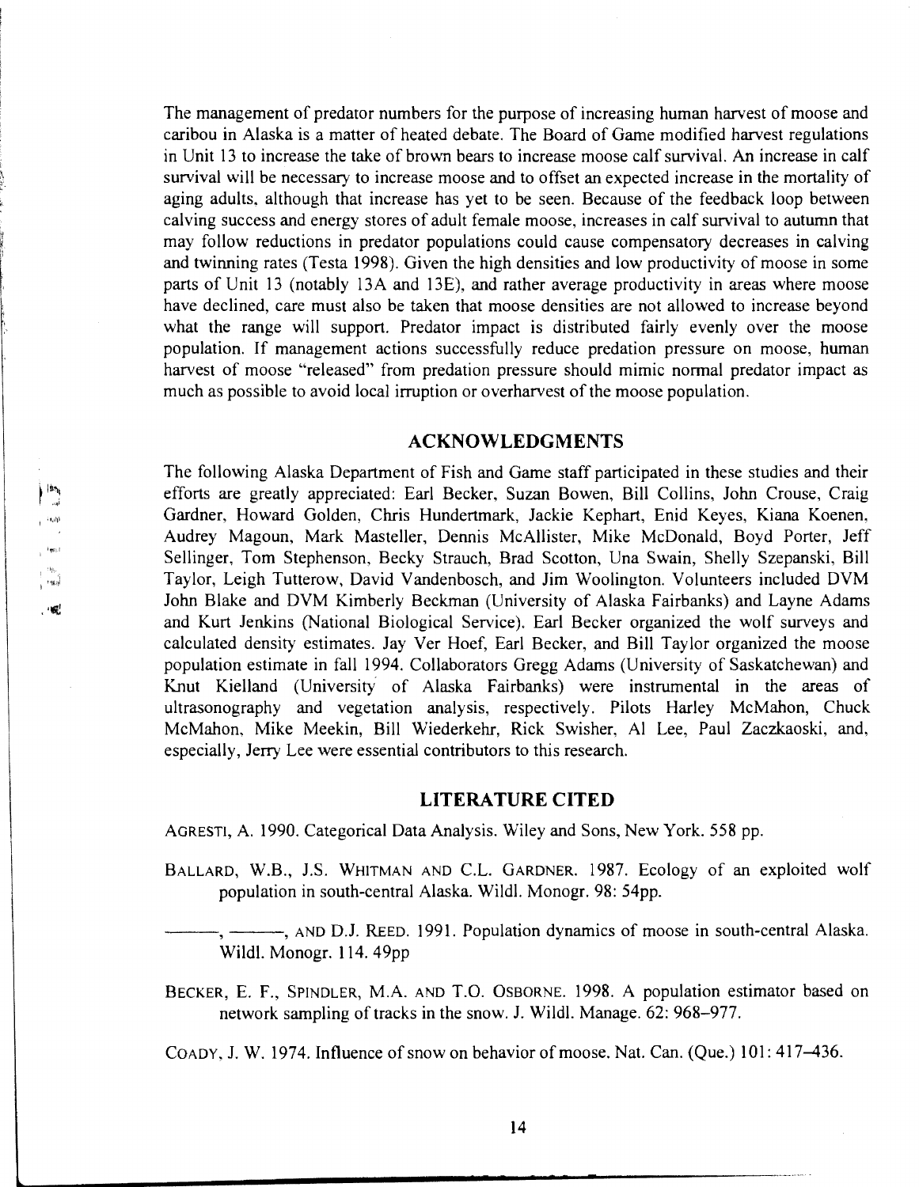The management of predator numbers for the purpose of increasing human harvest of moose and caribou in Alaska is a matter of heated debate. The Board of Game modified harvest regulations in Unit 13 to increase the take of brown bears to increase moose calf survival. An increase in calf survival will be necessary to increase moose and to offset an expected increase in the mortality of aging adults, although that increase has yet to be seen. Because of the feedback loop between calving success and energy stores of adult female moose, increases in calf survival to autumn that may follow reductions in predator populations could cause compensatory decreases in calving and twinning rates (Testa 1998). Given the high densities and low productivity of moose in some parts of Unit 13 (notably 13A and 13E), and rather average productivity in areas where moose have declined, care must also be taken that moose densities are not allowed to increase beyond what the range will support. Predator impact is distributed fairly evenly over the moose population. If management actions successfully reduce predation pressure on moose, human harvest of moose "released" from predation pressure should mimic normal predator impact as much as possible to avoid local irruption or overharvest of the moose population.

## ACKNOWLEDGMENTS

The following Alaska Department of Fish and Game staff participated in these studies and their efforts are greatly appreciated: Earl Becker, Suzan Bowen, Bill Collins, John Crouse, Craig Gardner, Howard Golden, Chris Hundertmark, Jackie Kephart, Enid Keyes, Kiana Koenen, Audrey Magoun, Mark Masteller, Dennis McAllister, Mike McDonald, Boyd Porter, Jeff Sellinger, Tom Stephenson, Becky Strauch, Brad Scotton, Una Swain, Shelly Szepanski, Bill Taylor, Leigh Tutterow, David Vandenbosch, and Jim Woolington. Volunteers included DVM John Blake and DVM Kimberly Beckman (University of Alaska Fairbanks) and Layne Adams and Kurt Jenkins (National Biological Service). Earl Becker organized the wolf surveys and calculated density estimates. Jay Ver Hoef, Earl Becker, and Bill Taylor organized the moose population estimate in fall 1994. Collaborators Gregg Adams (University of Saskatchewan) and Knut Kielland (University of Alaska Fairbanks) were instrumental in the areas of ultrasonography and vegetation analysis, respectively. Pilots Harley McMahon, Chuck McMahon, Mike Meekin, Bill Wiederkehr, Rick Swisher, Al Lee, Paul Zaczkaoski, and, especially, Jerry Lee were essential contributors to this research.

## LITERATURE CITED

AGRESTI, A. 1990. Categorical Data Analysis. Wiley and Sons, New York. 558 pp.

BALLARD, W.B., J.S. WHITMAN AND C.L. GARDNER. 1987. Ecology of an exploited wolf population in south-central Alaska. Wildl. Monogr. 98: 54pp.

———, ———, AND D.J. REED. 1991. Population dynamics of moose in south-central Alaska. Wildl. Monogr. 114. 49pp

BECKER, E. F., SPINDLER, M.A. AND T.O. OSBORNE. 1998. A population estimator based on network sampling of tracks in the snow. J. Wildl. Manage. 62: 968–977.

COADY, J. W. 1974. Influence of snow on behavior of moose. Nat. Can. (Que.) 101: 417–436.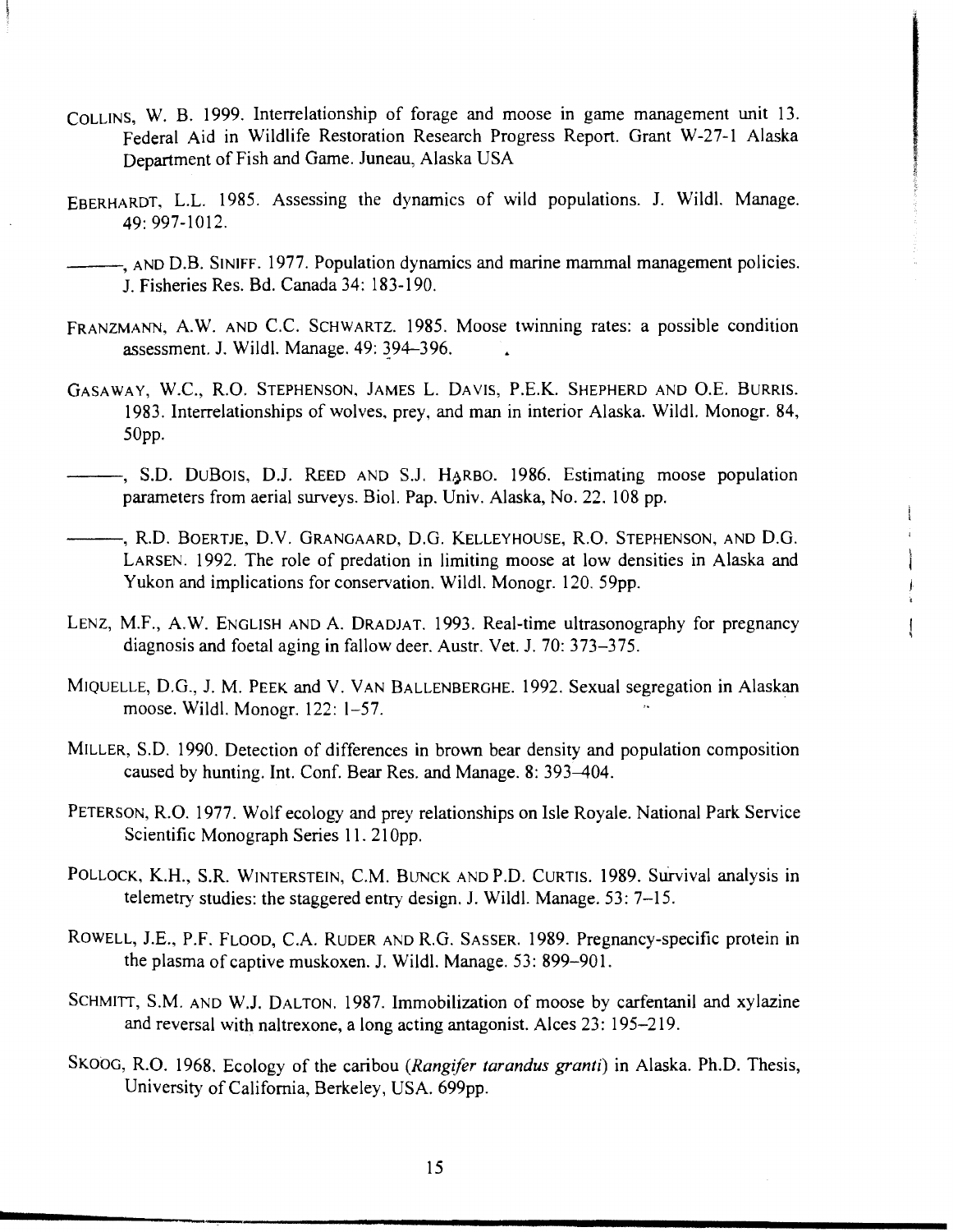COLLINS, W. B. 1999. Interrelationship of forage and moose in game management unit 13. Federal Aid in Wildlife Restoration Research Progress Report. Grant W-27-1 Alaska Department of Fish and Game. Juneau, Alaska USA

EBERHARDT, L.L. 1985. Assessing the dynamics of wild populations. J. Wildl. Manage. 49: 997-1012.

———, AND D.B. SINIFF. 1977. Population dynamics and marine mammal management policies. J. Fisheries Res. Bd. Canada 34: 183-190.

FRANZMANN, A.W. AND C.C. SCHWARTZ. 1985. Moose twinning rates: a possible condition assessment. J. Wildl. Manage. 49: 394–396.

GASAWAY, W.C., R.O. STEPHENSON, JAMES L. DAVIS, P.E.K. SHEPHERD AND O.E. BURRIS. 1983. Interrelationships of wolves, prey, and man in interior Alaska. Wildl. Monogr. 84, 50pp.

———, S.D. DUBOIS, D.J. REED AND S.J. HÅRBO. 1986. Estimating moose population parameters from aerial surveys. Biol. Pap. Univ. Alaska, No. 22. 108 pp.

———, R.D. BOERTJE, D.V. GRANGAARD, D.G. KELLEYHOUSE, R.O. STEPHENSON, AND D.G. LARSEN. 1992. The role of predation in limiting moose at low densities in Alaska and Yukon and implications for conservation. Wildl. Monogr. 120. 59pp.

LENZ, M.F., A.W. ENGLISH AND A. DRADJAT. 1993. Real-time ultrasonography for pregnancy diagnosis and foetal aging in fallow deer. Austr. Vet. J. 70: 373–375.

MIQUELLE, D.G., J. M. PEEK and V. VAN BALLENBERGHE. 1992. Sexual segregation in Alaskan moose. Wildl. Monogr. 122: 1–57.

MILLER, S.D. 1990. Detection of differences in brown bear density and population composition caused by hunting. Int. Conf. Bear Res. and Manage. 8: 393–404.

PETERSON, R.O. 1977. Wolf ecology and prey relationships on Isle Royale. National Park Service Scientific Monograph Series 11. 210pp.

POLLOCK, K.H., S.R. WINTERSTEIN, C.M. BUNCK AND P.D. CURTIS. 1989. Survival analysis in telemetry studies: the staggered entry design. J. Wildl. Manage. 53: 7–15.

ROWELL, J.E., P.F. FLOOD, C.A. RUDER AND R.G. SASSER. 1989. Pregnancy-specific protein in the plasma of captive muskoxen. J. Wildl. Manage. 53: 899–901.

SCHMITT, S.M. AND W.J. DALTON. 1987. Immobilization of moose by carfentanil and xylazine and reversal with naltrexone, a long acting antagonist. Alces 23: 195–219.

SKOOG, R.O. 1968. Ecology of the caribou (*Rangifer tarandus granti*) in Alaska. Ph.D. Thesis, University of California, Berkeley, USA. 699pp.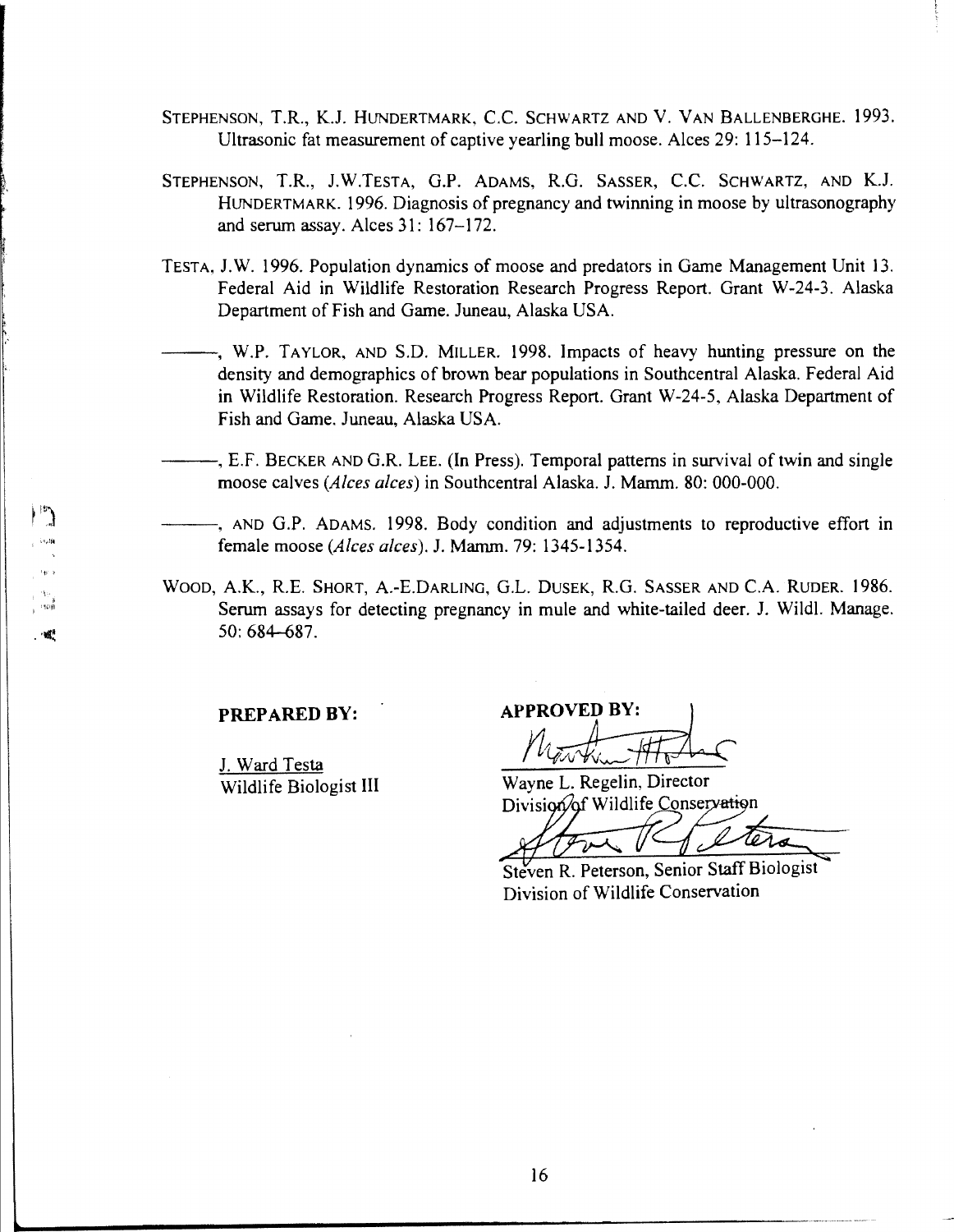STEPHENSON, T.R., K.J. HUNDERTMARK, C.C. SCHWARTZ AND V. VAN BALLENBERGHE. 1993. Ultrasonic fat measurement of captive yearling bull moose. Alces 29: 115–124.

STEPHENSON, T.R., J.W.TESTA, G.P. ADAMS, R.G. SASSER, C.C. SCHWARTZ, AND K.J. HUNDERTMARK. 1996. Diagnosis of pregnancy and twinning in moose by ultrasonography and serum assay. Alces 31: 167–172.

TESTA, J.W. 1996. Population dynamics of moose and predators in Game Management Unit 13. Federal Aid in Wildlife Restoration Research Progress Report. Grant W-24-3. Alaska Department of Fish and Game. Juneau, Alaska USA.

———, W.P. TAYLOR, AND S.D. MILLER. 1998. Impacts of heavy hunting pressure on the density and demographics of brown bear populations in Southcentral Alaska. Federal Aid in Wildlife Restoration. Research Progress Report. Grant W-24-5, Alaska Department of Fish and Game. Juneau, Alaska USA.

———, E.F. BECKER AND G.R. LEE. (In Press). Temporal patterns in survival of twin and single moose calves (*Alces alces*) in Southcentral Alaska. J. Mamm. 80: 000-000.

———, AND G.P. ADAMS. 1998. Body condition and adjustments to reproductive effort in female moose (*Alces alces*). J. Mamm. 79: 1345-1354.

WOOD, A.K., R.E. SHORT, A.-E.DARLING, G.L. DUSEK, R.G. SASSER AND C.A. RUDER. 1986. Serum assays for detecting pregnancy in mule and white-tailed deer. J. Wildl. Manage. 50: 684–687.

**PREPARED BY:**

J. Ward Testa
Wildlife Biologist III

**APPROVED BY:**

Wayne L. Regelin, Director
Division of Wildlife Conservation

Steven R. Peterson, Senior Staff Biologist
Division of Wildlife Conservation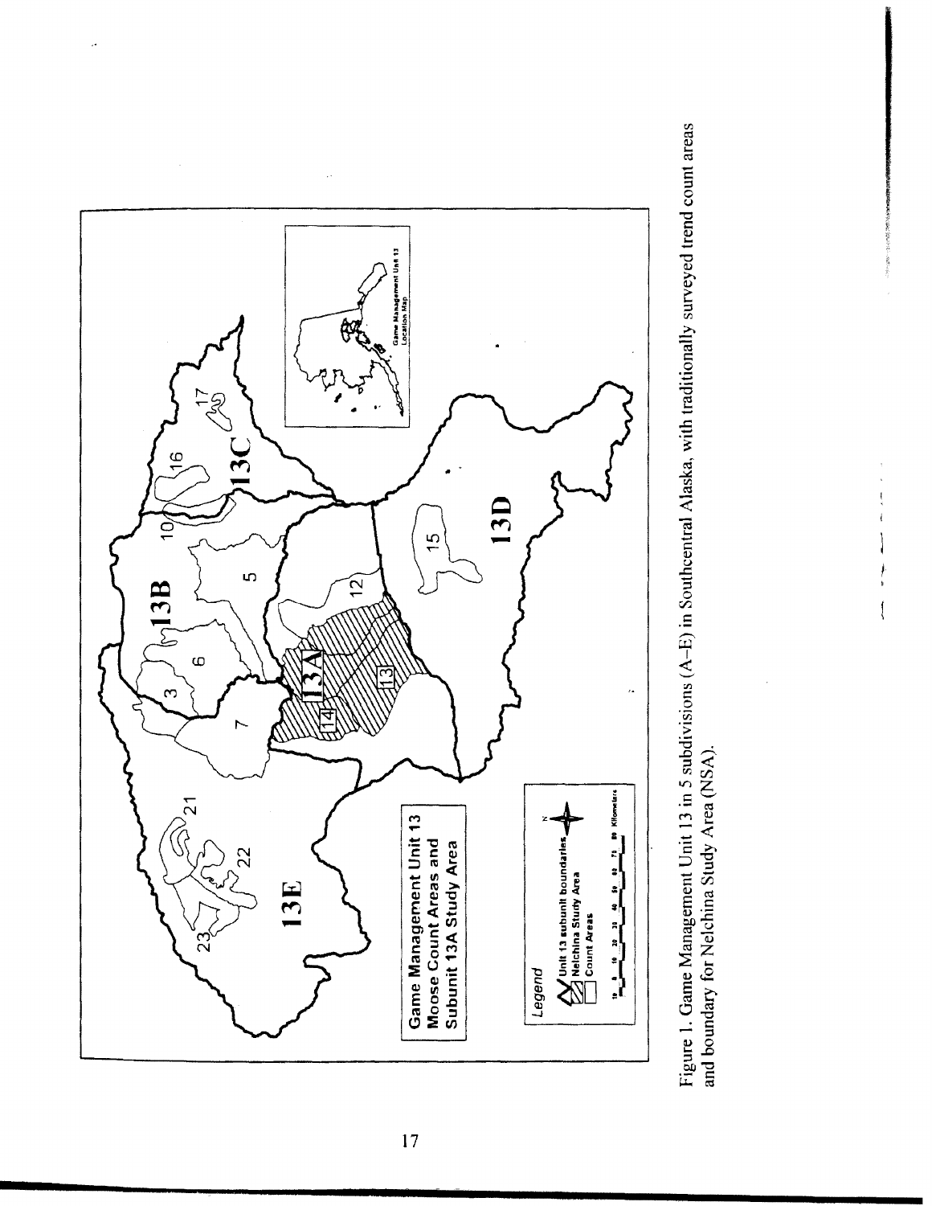Figure 1. Game Management Unit 13 in 5 subdivisions (A–E) in Southcentral Alaska, with traditionally surveyed trend count areas and boundary for Nelchina Study Area (NSA).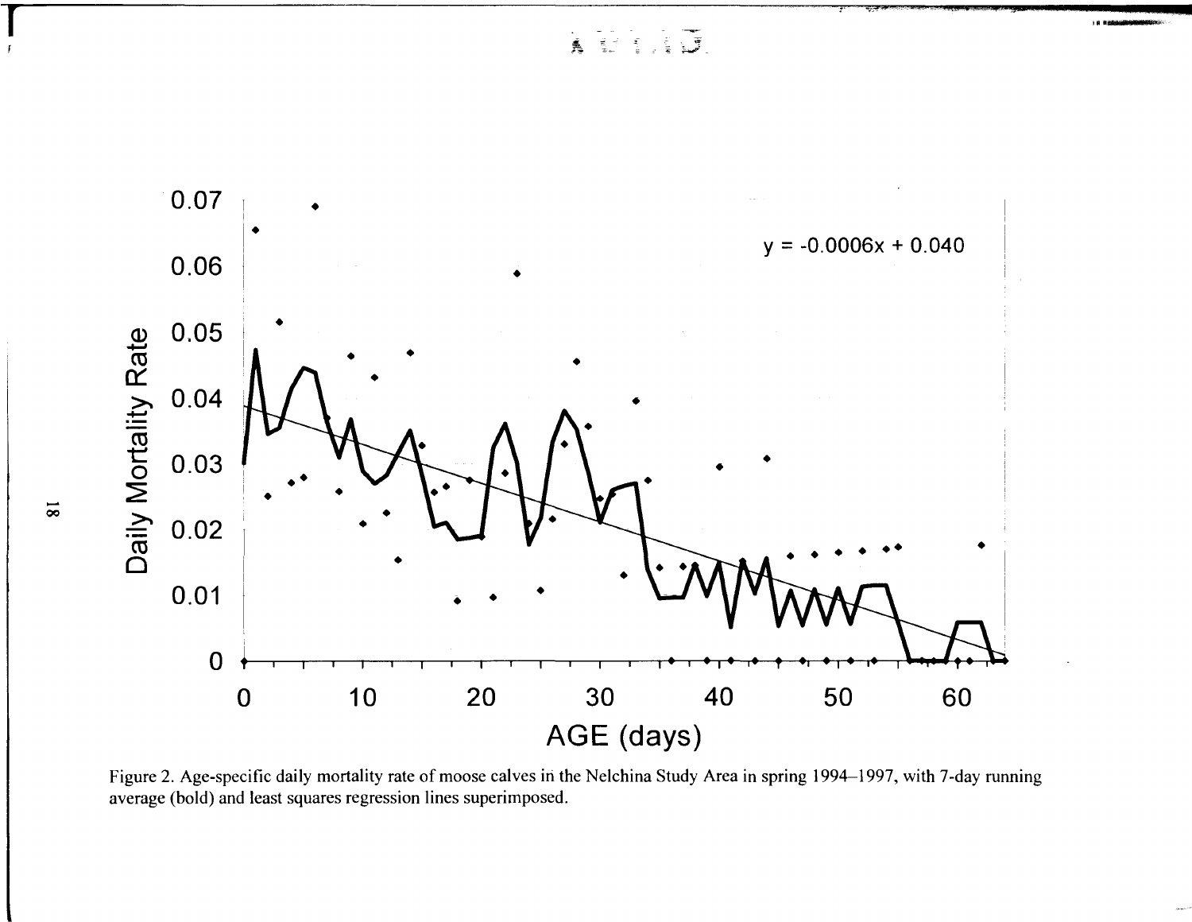Figure 2. Age-specific daily mortality rate of moose calves in the Nelchina Study Area in spring 1994–1997, with 7-day running average (bold) and least squares regression lines superimposed.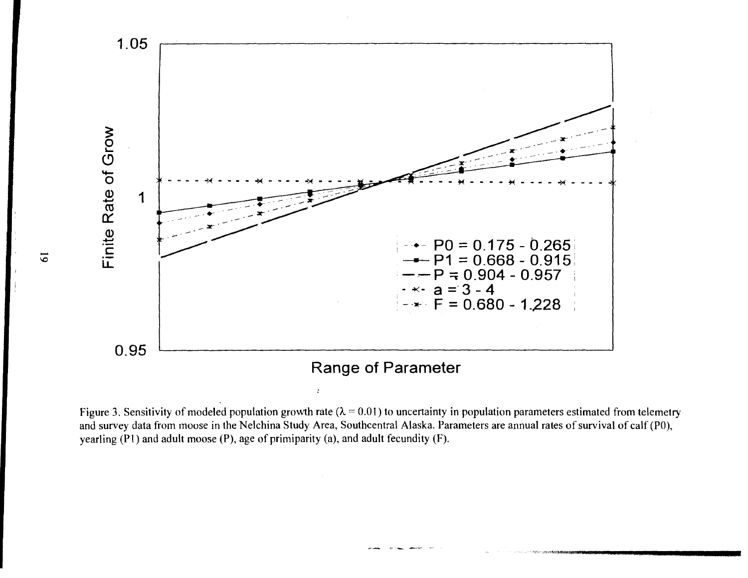Figure 3. Sensitivity of modeled population growth rate ($\lambda = 0.01$) to uncertainty in population parameters estimated from telemetry and survey data from moose in the Nelchina Study Area, Southcentral Alaska. Parameters are annual rates of survival of calf (P0), yearling (P1) and adult moose (P), age of primiparity (a), and adult fecundity (F).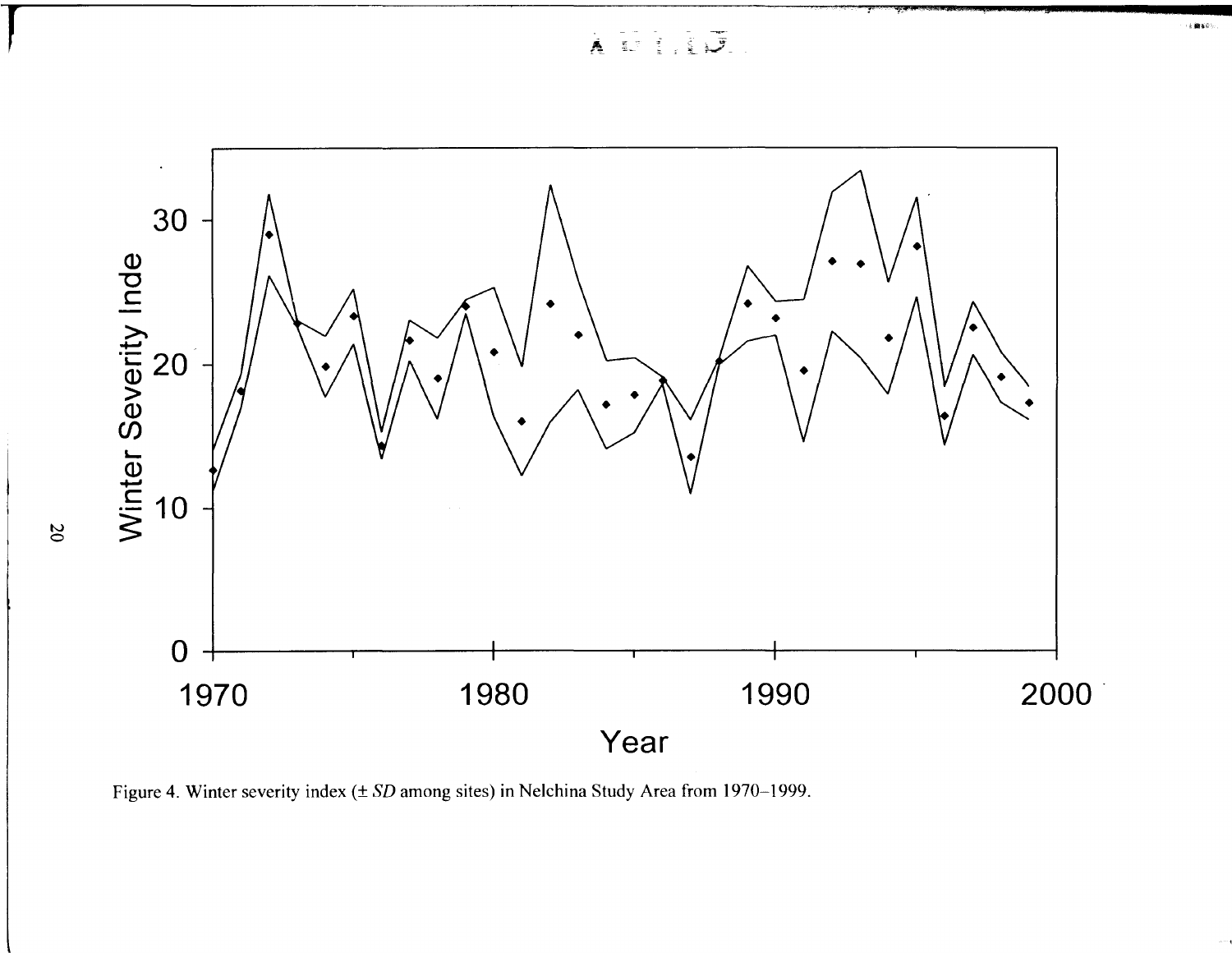Figure 4. Winter severity index (± *SD* among sites) in Nelchina Study Area from 1970–1999.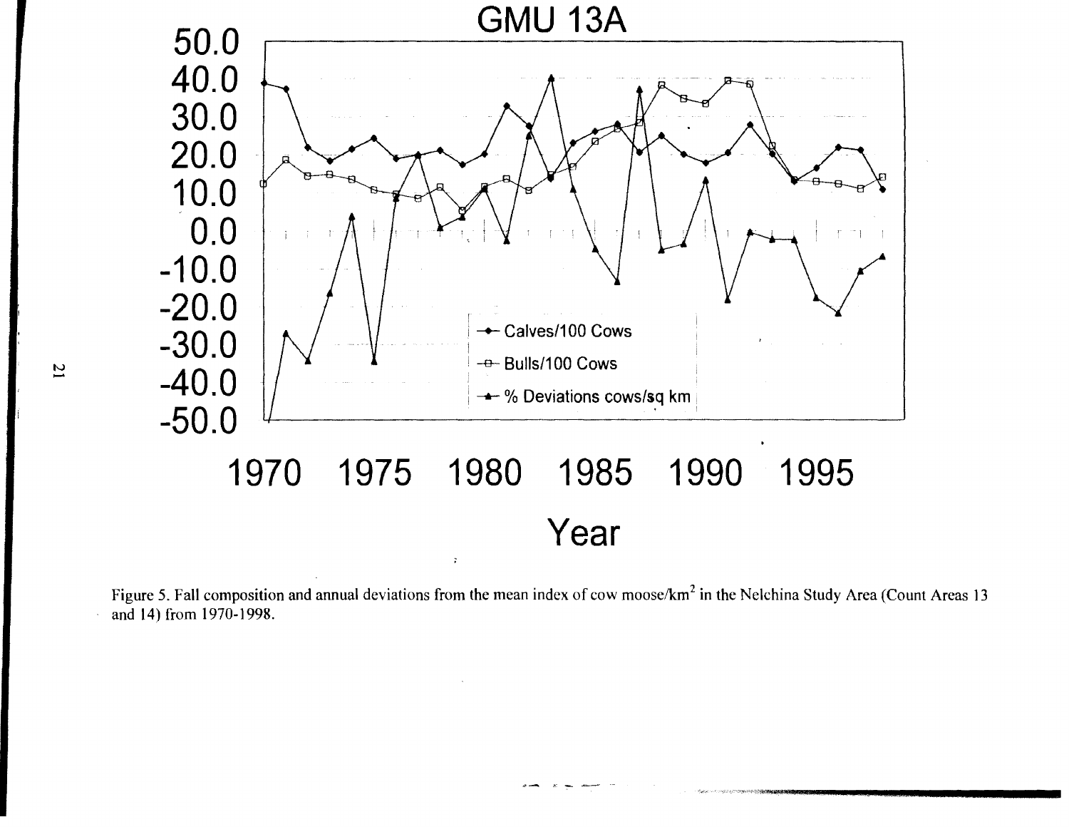Figure 5. Fall composition and annual deviations from the mean index of cow moose/km$^2$ in the Nelchina Study Area (Count Areas 13 and 14) from 1970-1998.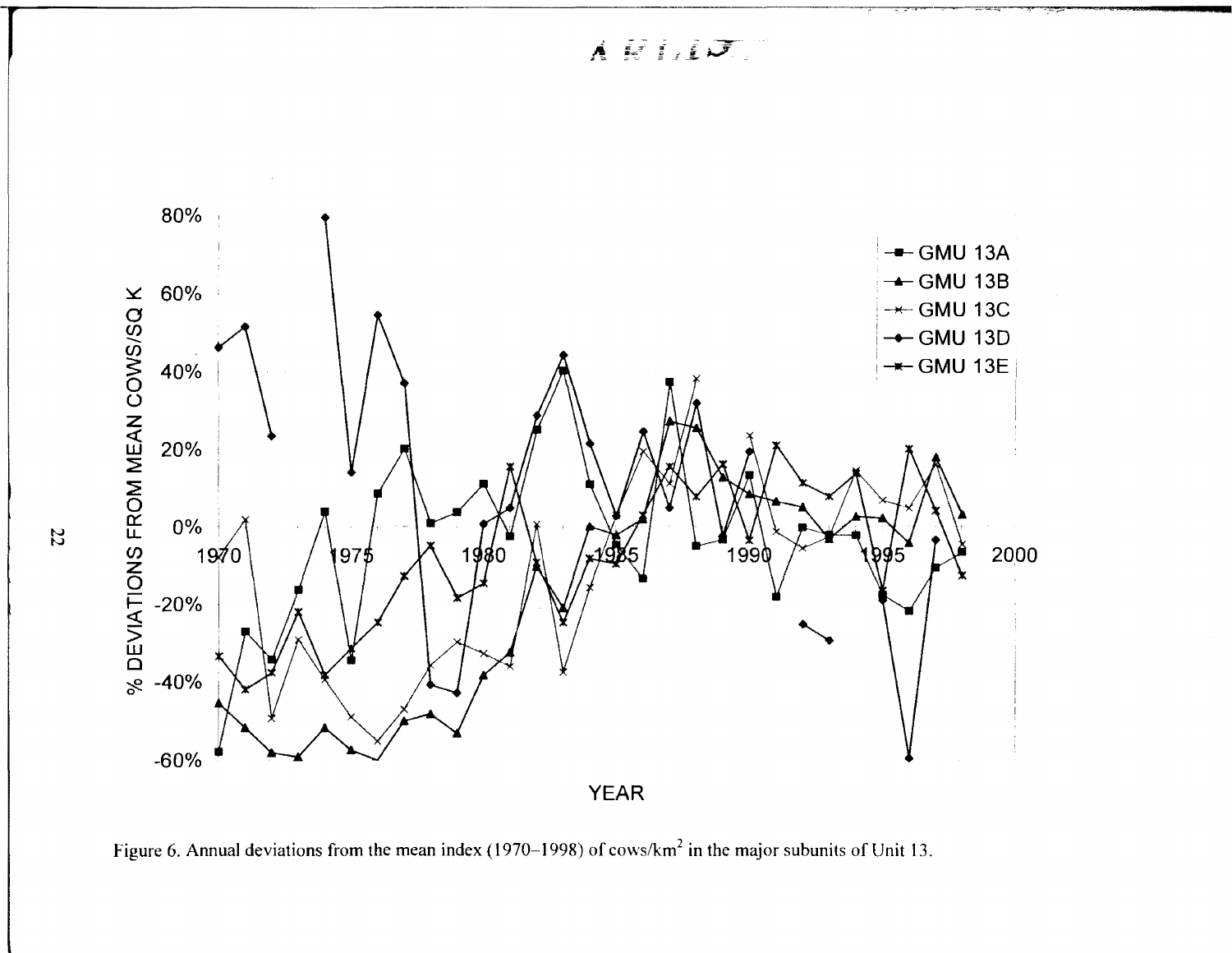Figure 6. Annual deviations from the mean index (1970–1998) of cows/km$^2$ in the major subunits of Unit 13.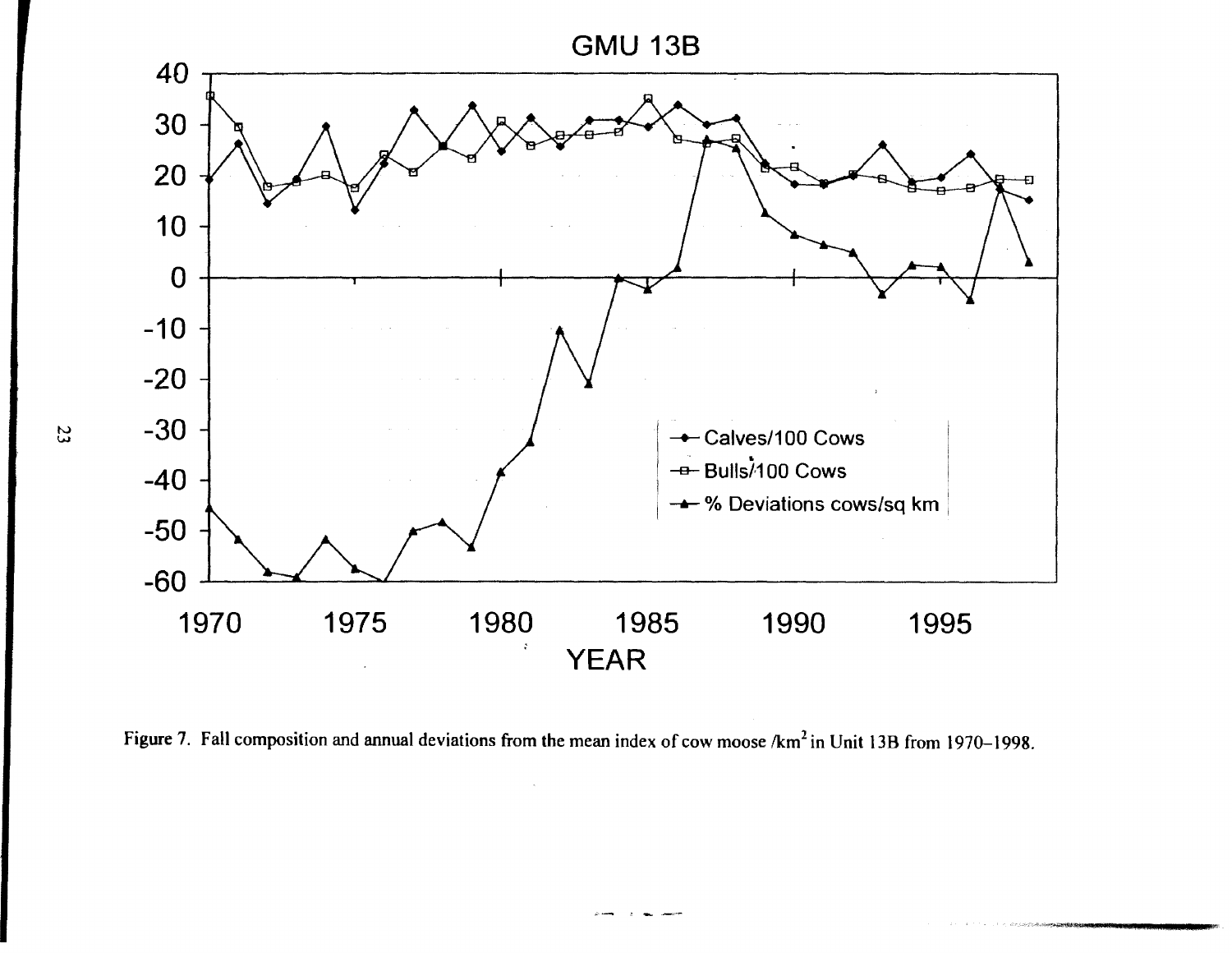Figure 7. Fall composition and annual deviations from the mean index of cow moose /km$^2$ in Unit 13B from 1970–1998.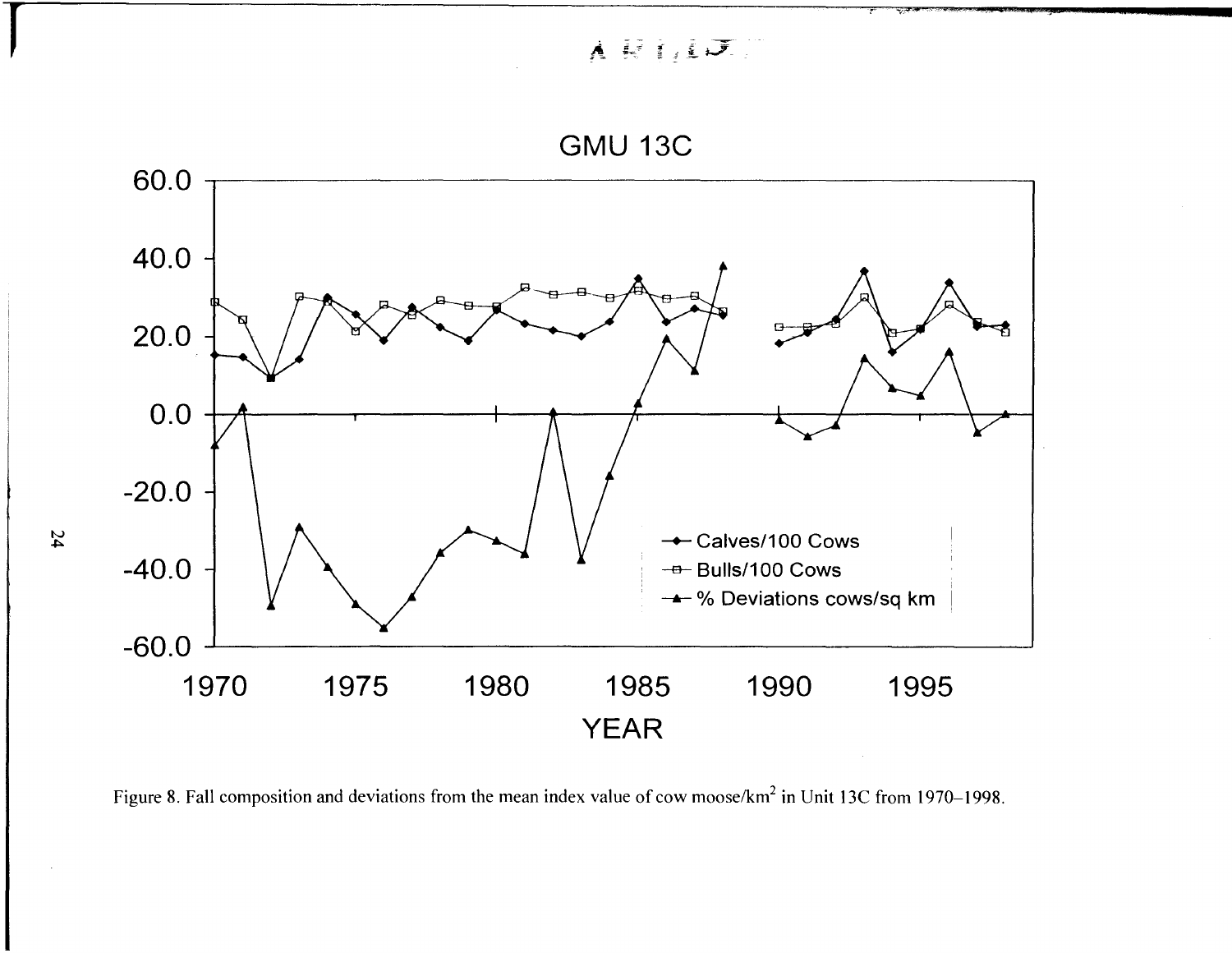Figure 8. Fall composition and deviations from the mean index value of cow moose/km$^2$ in Unit 13C from 1970–1998.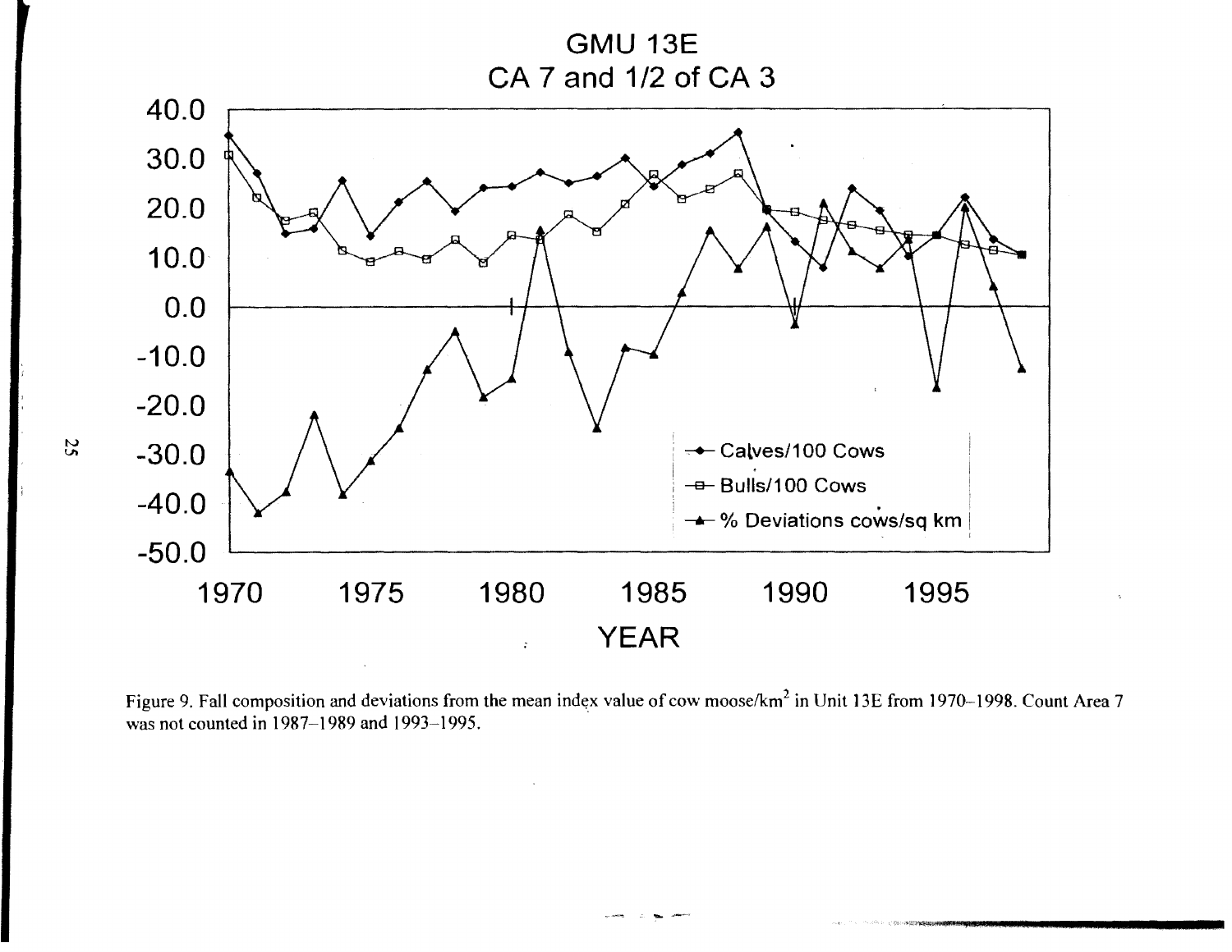Figure 9. Fall composition and deviations from the mean index value of cow moose/km$^2$ in Unit 13E from 1970–1998. Count Area 7 was not counted in 1987–1989 and 1993–1995.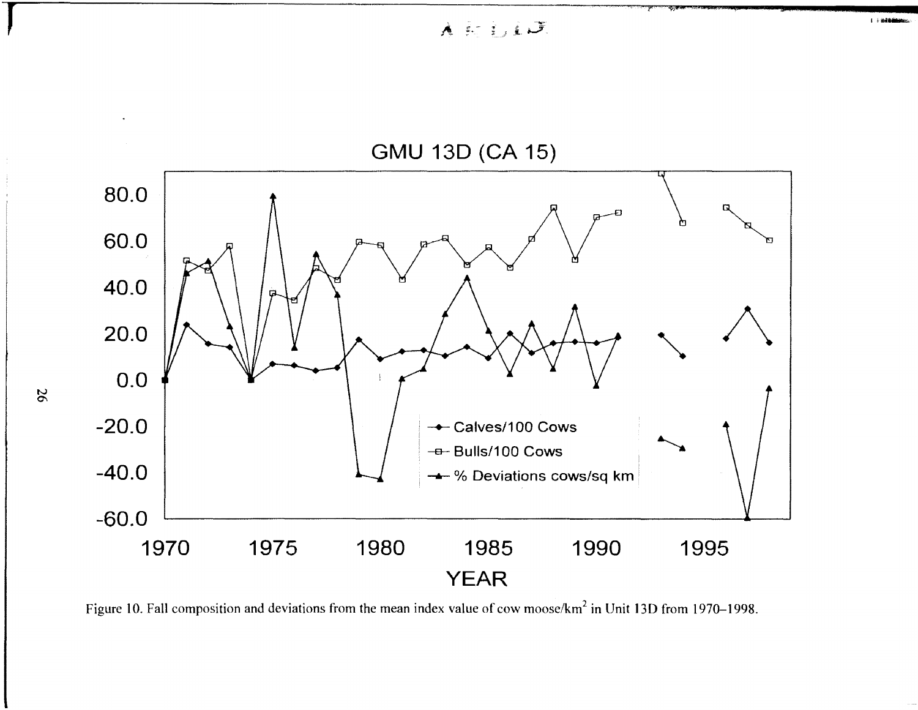Figure 10. Fall composition and deviations from the mean index value of cow moose/km$^2$ in Unit 13D from 1970–1998.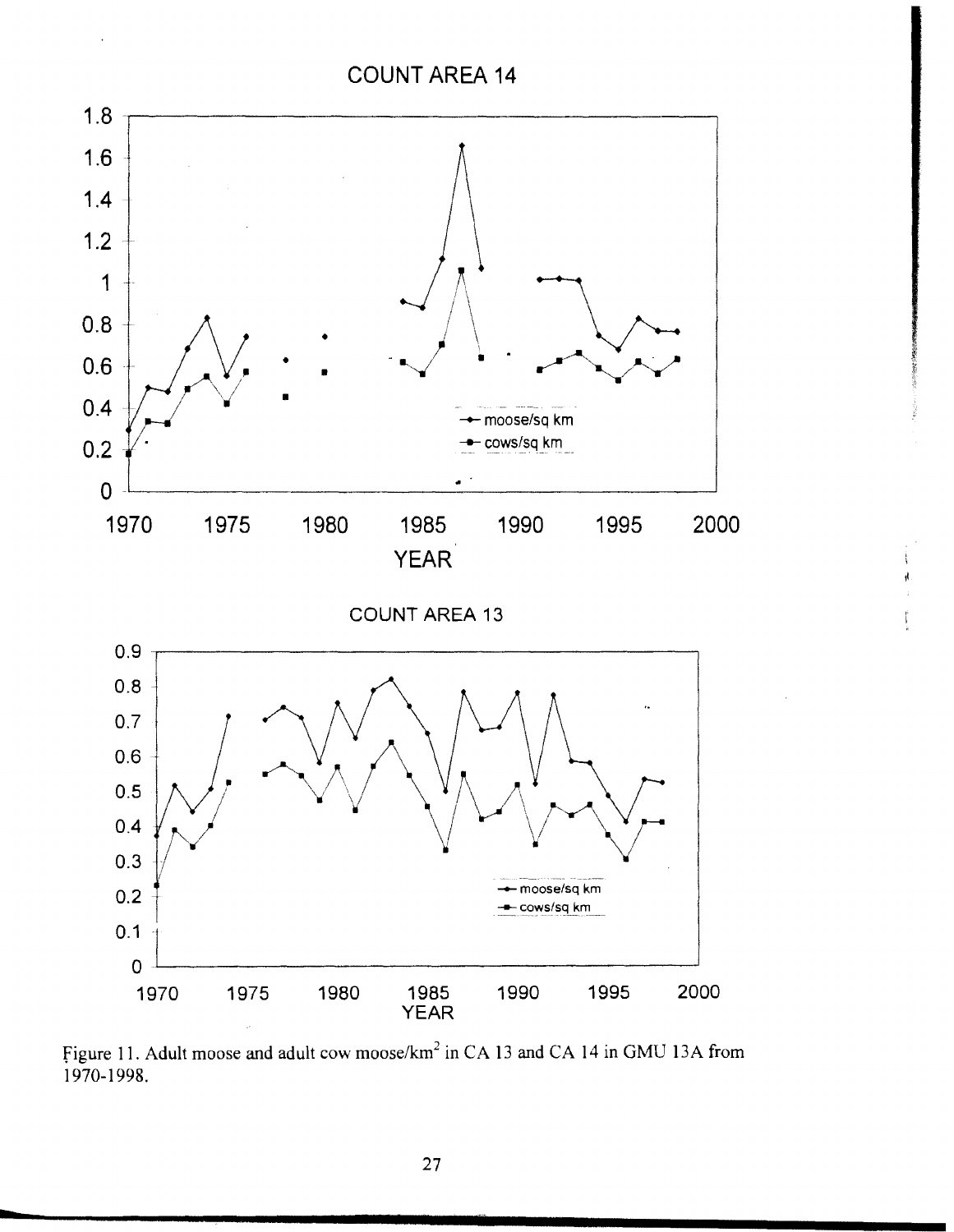Figure 11. Adult moose and adult cow moose/km$^2$ in CA 13 and CA 14 in GMU 13A from 1970-1998.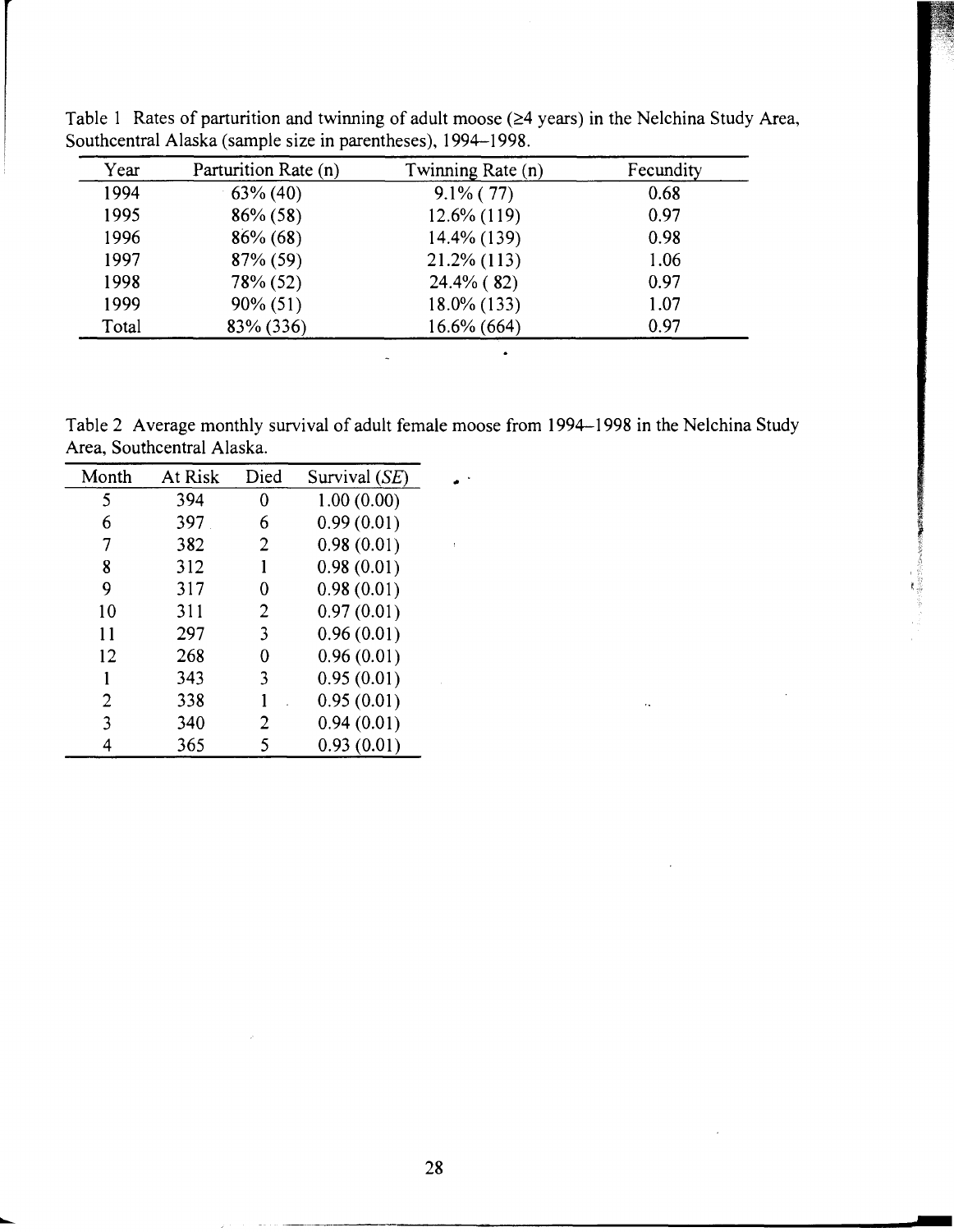Table 1 Rates of parturition and twinning of adult moose (≥4 years) in the Nelchina Study Area, Southcentral Alaska (sample size in parentheses), 1994–1998.

| Year | Parturition Rate (n) | Twinning Rate (n) | Fecundity |
|---|---|---|---|
| 1994 | 63% (40) | 9.1% ( 77) | 0.68 |
| 1995 | 86% (58) | 12.6% (119) | 0.97 |
| 1996 | 86% (68) | 14.4% (139) | 0.98 |
| 1997 | 87% (59) | 21.2% (113) | 1.06 |
| 1998 | 78% (52) | 24.4% ( 82) | 0.97 |
| 1999 | 90% (51) | 18.0% (133) | 1.07 |
| Total | 83% (336) | 16.6% (664) | 0.97 |

Table 2 Average monthly survival of adult female moose from 1994–1998 in the Nelchina Study Area, Southcentral Alaska.

| Month | At Risk | Died | Survival (*SE*) |
|---|---|---|---|
| 5 | 394 | 0 | 1.00 (0.00) |
| 6 | 397 | 6 | 0.99 (0.01) |
| 7 | 382 | 2 | 0.98 (0.01) |
| 8 | 312 | 1 | 0.98 (0.01) |
| 9 | 317 | 0 | 0.98 (0.01) |
| 10 | 311 | 2 | 0.97 (0.01) |
| 11 | 297 | 3 | 0.96 (0.01) |
| 12 | 268 | 0 | 0.96 (0.01) |
| 1 | 343 | 3 | 0.95 (0.01) |
| 2 | 338 | 1 | 0.95 (0.01) |
| 3 | 340 | 2 | 0.94 (0.01) |
| 4 | 365 | 5 | 0.93 (0.01) |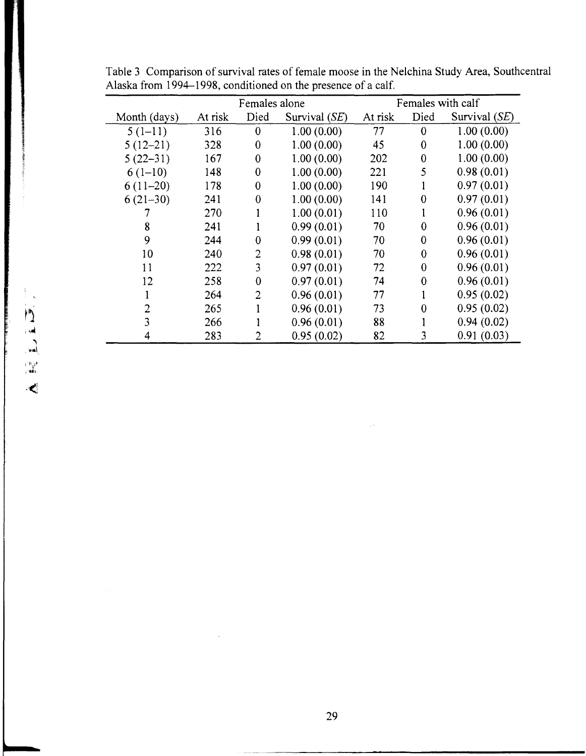Table 3 Comparison of survival rates of female moose in the Nelchina Study Area, Southcentral Alaska from 1994–1998, conditioned on the presence of a calf.

| | Females alone | | | Females with calf | | |
|---|---|---|---|---|---|---|
| Month (days) | At risk | Died | Survival (*SE*) | At risk | Died | Survival (*SE*) |
| 5 (1–11) | 316 | 0 | 1.00 (0.00) | 77 | 0 | 1.00 (0.00) |
| 5 (12–21) | 328 | 0 | 1.00 (0.00) | 45 | 0 | 1.00 (0.00) |
| 5 (22–31) | 167 | 0 | 1.00 (0.00) | 202 | 0 | 1.00 (0.00) |
| 6 (1–10) | 148 | 0 | 1.00 (0.00) | 221 | 5 | 0.98 (0.01) |
| 6 (11–20) | 178 | 0 | 1.00 (0.00) | 190 | 1 | 0.97 (0.01) |
| 6 (21–30) | 241 | 0 | 1.00 (0.00) | 141 | 0 | 0.97 (0.01) |
| 7 | 270 | 1 | 1.00 (0.01) | 110 | 1 | 0.96 (0.01) |
| 8 | 241 | 1 | 0.99 (0.01) | 70 | 0 | 0.96 (0.01) |
| 9 | 244 | 0 | 0.99 (0.01) | 70 | 0 | 0.96 (0.01) |
| 10 | 240 | 2 | 0.98 (0.01) | 70 | 0 | 0.96 (0.01) |
| 11 | 222 | 3 | 0.97 (0.01) | 72 | 0 | 0.96 (0.01) |
| 12 | 258 | 0 | 0.97 (0.01) | 74 | 0 | 0.96 (0.01) |
| 1 | 264 | 2 | 0.96 (0.01) | 77 | 1 | 0.95 (0.02) |
| 2 | 265 | 1 | 0.96 (0.01) | 73 | 0 | 0.95 (0.02) |
| 3 | 266 | 1 | 0.96 (0.01) | 88 | 1 | 0.94 (0.02) |
| 4 | 283 | 2 | 0.95 (0.02) | 82 | 3 | 0.91 (0.03) |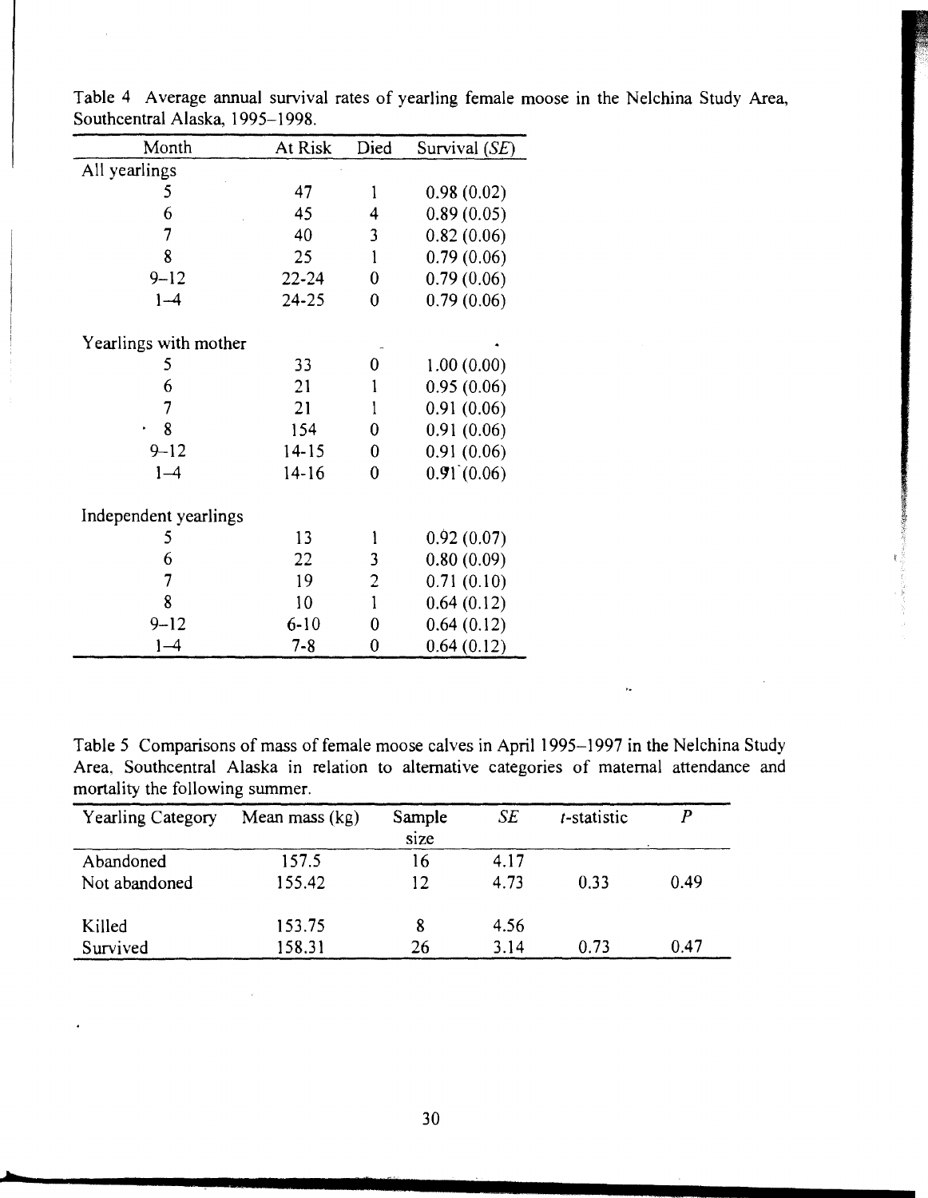Table 4 Average annual survival rates of yearling female moose in the Nelchina Study Area, Southcentral Alaska, 1995–1998.

| Month | At Risk | Died | Survival (*SE*) |
|---|---|---|---|
| All yearlings | | | |
| 5 | 47 | 1 | 0.98 (0.02) |
| 6 | 45 | 4 | 0.89 (0.05) |
| 7 | 40 | 3 | 0.82 (0.06) |
| 8 | 25 | 1 | 0.79 (0.06) |
| 9–12 | 22-24 | 0 | 0.79 (0.06) |
| 1–4 | 24-25 | 0 | 0.79 (0.06) |
| Yearlings with mother | | | |
| 5 | 33 | 0 | 1.00 (0.00) |
| 6 | 21 | 1 | 0.95 (0.06) |
| 7 | 21 | 1 | 0.91 (0.06) |
| 8 | 154 | 0 | 0.91 (0.06) |
| 9–12 | 14-15 | 0 | 0.91 (0.06) |
| 1–4 | 14-16 | 0 | 0.91 (0.06) |
| Independent yearlings | | | |
| 5 | 13 | 1 | 0.92 (0.07) |
| 6 | 22 | 3 | 0.80 (0.09) |
| 7 | 19 | 2 | 0.71 (0.10) |
| 8 | 10 | 1 | 0.64 (0.12) |
| 9–12 | 6-10 | 0 | 0.64 (0.12) |
| 1–4 | 7-8 | 0 | 0.64 (0.12) |

Table 5 Comparisons of mass of female moose calves in April 1995–1997 in the Nelchina Study Area, Southcentral Alaska in relation to alternative categories of maternal attendance and mortality the following summer.

| Yearling Category | Mean mass (kg) | Sample size | *SE* | *t*-statistic | *P* |
|---|---|---|---|---|---|
| Abandoned | 157.5 | 16 | 4.17 | | |
| Not abandoned | 155.42 | 12 | 4.73 | 0.33 | 0.49 |
| Killed | 153.75 | 8 | 4.56 | | |
| Survived | 158.31 | 26 | 3.14 | 0.73 | 0.47 |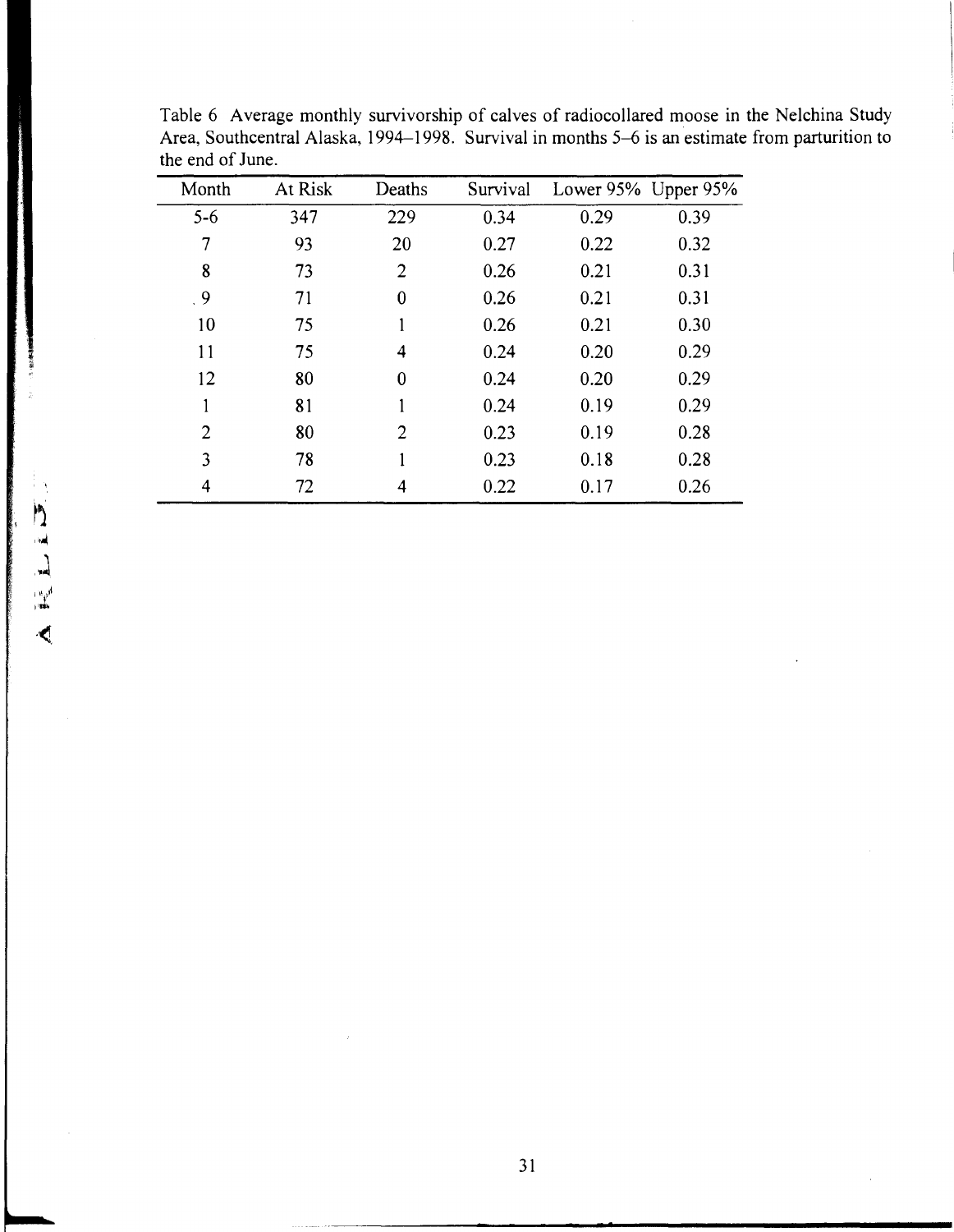Table 6 Average monthly survivorship of calves of radiocollared moose in the Nelchina Study Area, Southcentral Alaska, 1994–1998. Survival in months 5–6 is an estimate from parturition to the end of June.

| Month | At Risk | Deaths | Survival | Lower 95% | Upper 95% |
|---|---|---|---|---|---|
| 5-6 | 347 | 229 | 0.34 | 0.29 | 0.39 |
| 7 | 93 | 20 | 0.27 | 0.22 | 0.32 |
| 8 | 73 | 2 | 0.26 | 0.21 | 0.31 |
| 9 | 71 | 0 | 0.26 | 0.21 | 0.31 |
| 10 | 75 | 1 | 0.26 | 0.21 | 0.30 |
| 11 | 75 | 4 | 0.24 | 0.20 | 0.29 |
| 12 | 80 | 0 | 0.24 | 0.20 | 0.29 |
| 1 | 81 | 1 | 0.24 | 0.19 | 0.29 |
| 2 | 80 | 2 | 0.23 | 0.19 | 0.28 |
| 3 | 78 | 1 | 0.23 | 0.18 | 0.28 |
| 4 | 72 | 4 | 0.22 | 0.17 | 0.26 |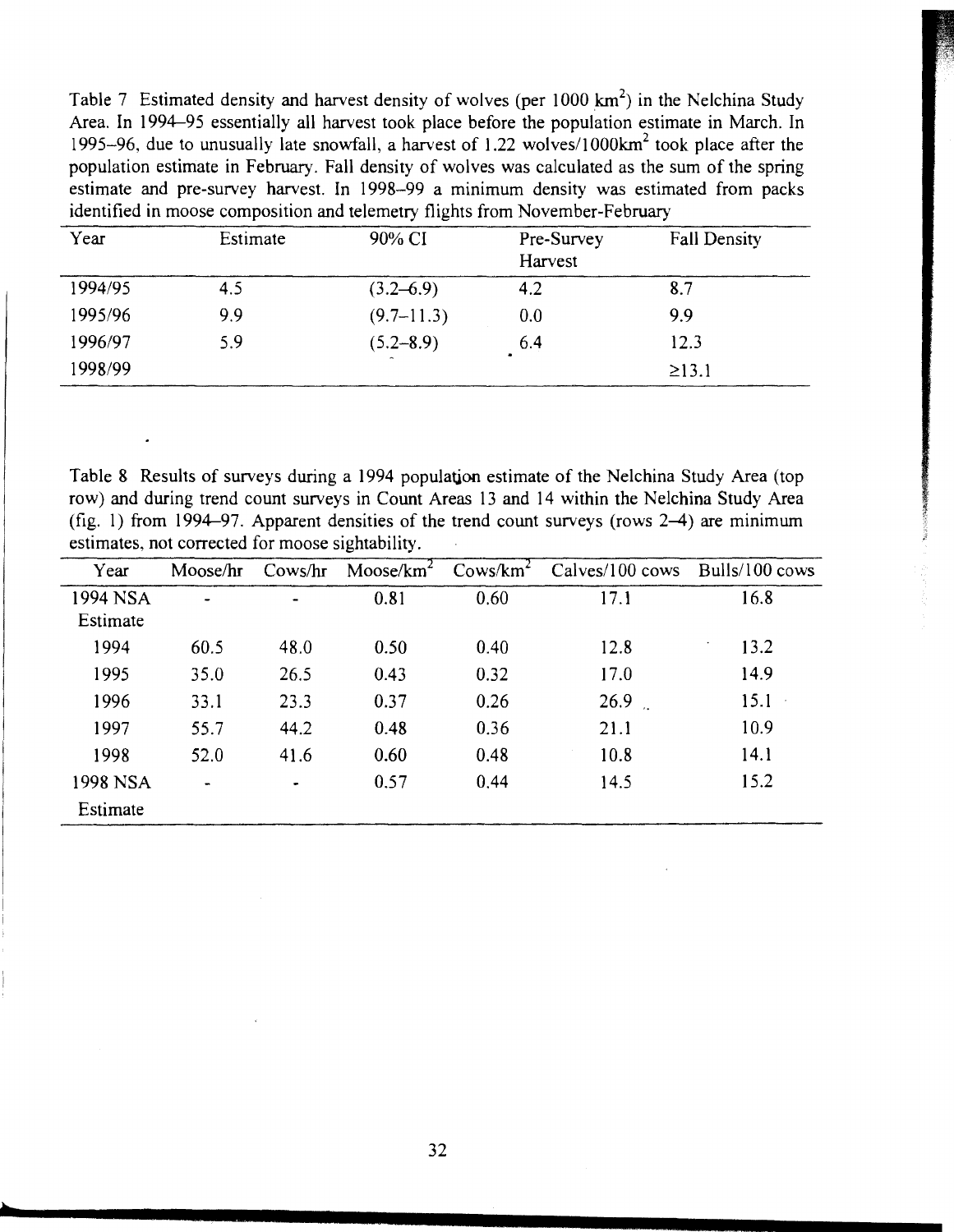Table 7 Estimated density and harvest density of wolves (per 1000 $km^2$) in the Nelchina Study Area. In 1994–95 essentially all harvest took place before the population estimate in March. In 1995–96, due to unusually late snowfall, a harvest of 1.22 wolves/1000$km^2$ took place after the population estimate in February. Fall density of wolves was calculated as the sum of the spring estimate and pre-survey harvest. In 1998–99 a minimum density was estimated from packs identified in moose composition and telemetry flights from November-February

| Year | Estimate | 90% CI | Pre-Survey Harvest | Fall Density |
|---|---|---|---|---|
| 1994/95 | 4.5 | (3.2–6.9) | 4.2 | 8.7 |
| 1995/96 | 9.9 | (9.7–11.3) | 0.0 | 9.9 |
| 1996/97 | 5.9 | (5.2–8.9) | 6.4 | 12.3 |
| 1998/99 | | | | ≥13.1 |

Table 8 Results of surveys during a 1994 population estimate of the Nelchina Study Area (top row) and during trend count surveys in Count Areas 13 and 14 within the Nelchina Study Area (fig. 1) from 1994–97. Apparent densities of the trend count surveys (rows 2–4) are minimum estimates, not corrected for moose sightability.

| Year | Moose/hr | Cows/hr | Moose/$km^2$ | Cows/$km^2$ | Calves/100 cows | Bulls/100 cows |
|---|---|---|---|---|---|---|
| 1994 NSA Estimate | - | - | 0.81 | 0.60 | 17.1 | 16.8 |
| 1994 | 60.5 | 48.0 | 0.50 | 0.40 | 12.8 | 13.2 |
| 1995 | 35.0 | 26.5 | 0.43 | 0.32 | 17.0 | 14.9 |
| 1996 | 33.1 | 23.3 | 0.37 | 0.26 | 26.9 | 15.1 |
| 1997 | 55.7 | 44.2 | 0.48 | 0.36 | 21.1 | 10.9 |
| 1998 | 52.0 | 41.6 | 0.60 | 0.48 | 10.8 | 14.1 |
| 1998 NSA Estimate | - | - | 0.57 | 0.44 | 14.5 | 15.2 |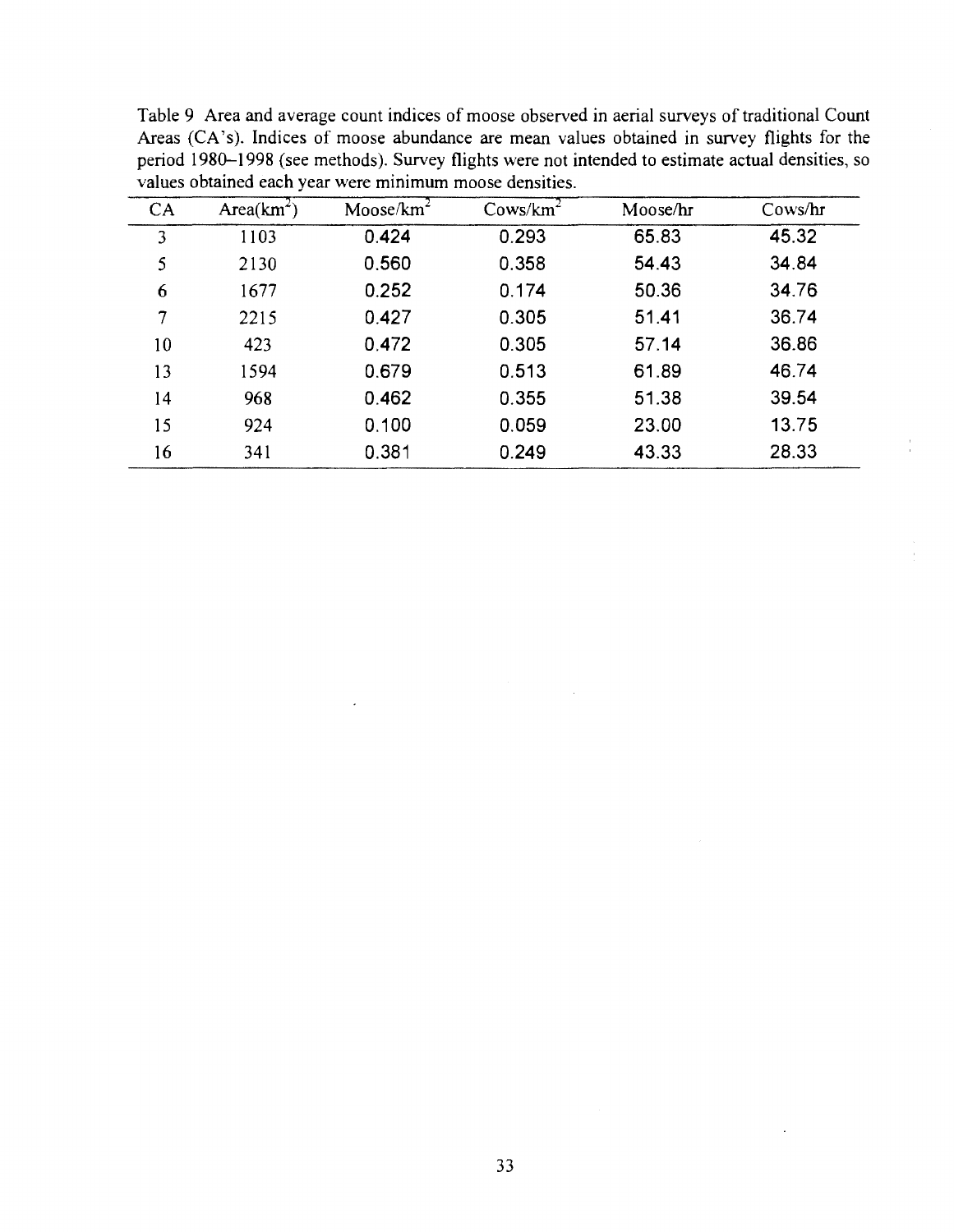Table 9 Area and average count indices of moose observed in aerial surveys of traditional Count Areas (CA's). Indices of moose abundance are mean values obtained in survey flights for the period 1980–1998 (see methods). Survey flights were not intended to estimate actual densities, so values obtained each year were minimum moose densities.

| CA | Area(km$^2$) | Moose/km$^2$ | Cows/km$^2$ | Moose/hr | Cows/hr |
|---|---|---|---|---|---|
| 3 | 1103 | 0.424 | 0.293 | 65.83 | 45.32 |
| 5 | 2130 | 0.560 | 0.358 | 54.43 | 34.84 |
| 6 | 1677 | 0.252 | 0.174 | 50.36 | 34.76 |
| 7 | 2215 | 0.427 | 0.305 | 51.41 | 36.74 |
| 10 | 423 | 0.472 | 0.305 | 57.14 | 36.86 |
| 13 | 1594 | 0.679 | 0.513 | 61.89 | 46.74 |
| 14 | 968 | 0.462 | 0.355 | 51.38 | 39.54 |
| 15 | 924 | 0.100 | 0.059 | 23.00 | 13.75 |
| 16 | 341 | 0.381 | 0.249 | 43.33 | 28.33 |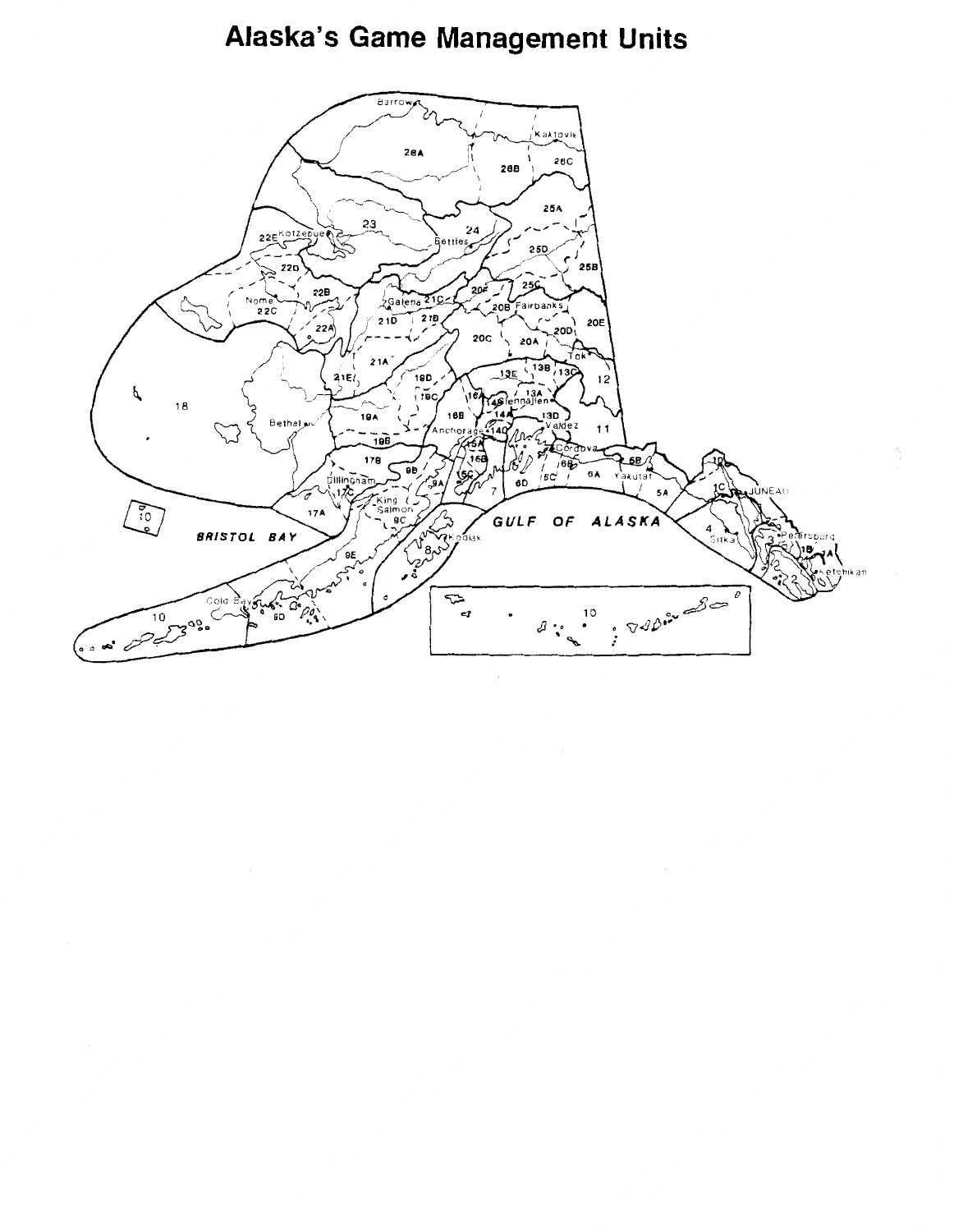# Alaska's Game Management Units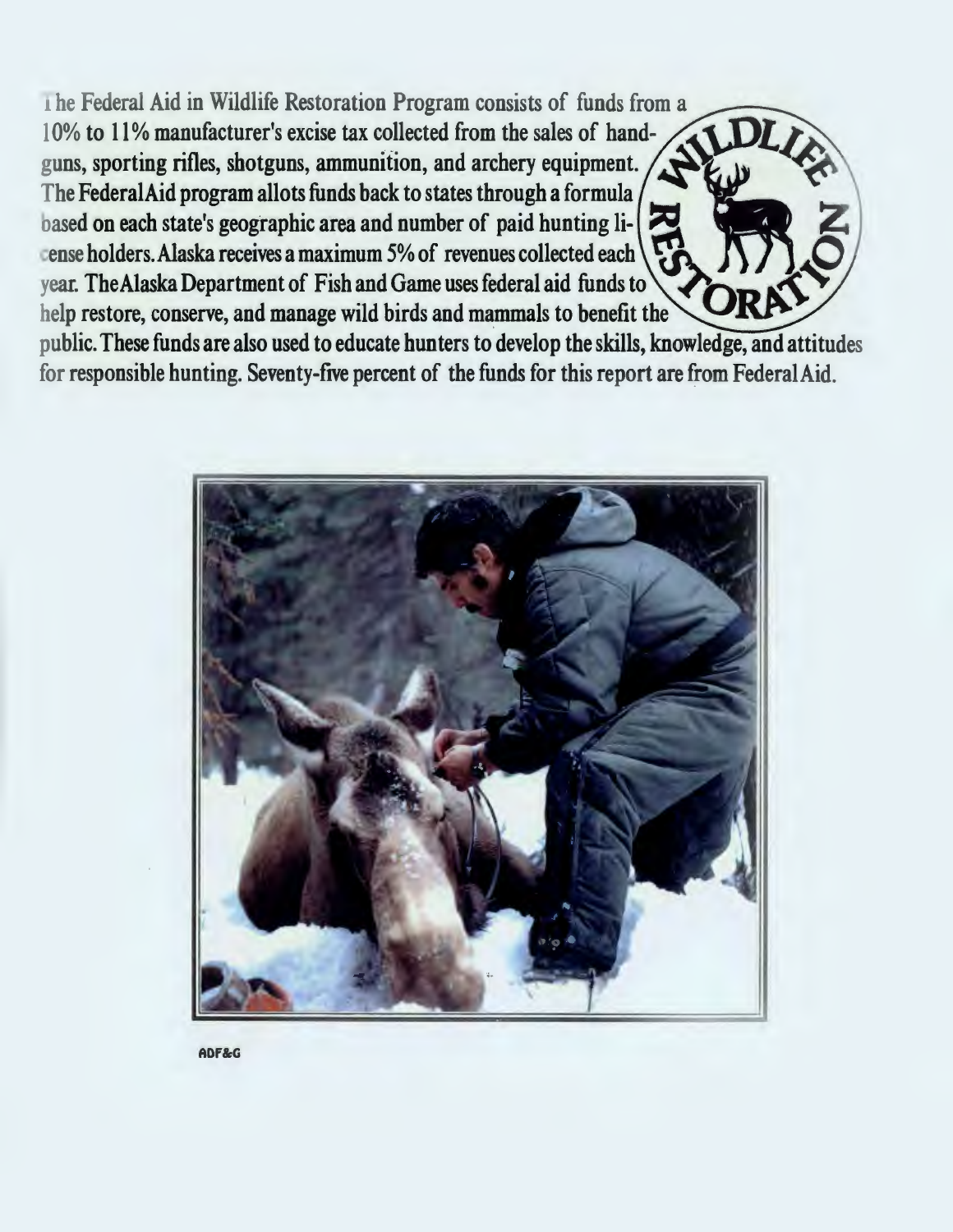The Federal Aid in Wildlife Restoration Program consists of funds from a 10% to 11% manufacturer's excise tax collected from the sales of handguns, sporting rifles, shotguns, ammunition, and archery equipment. The Federal Aid program allots funds back to states through a formula based on each state's geographic area and number of paid hunting license holders. Alaska receives a maximum 5% of revenues collected each year. The Alaska Department of Fish and Game uses federal aid funds to help restore, conserve, and manage wild birds and mammals to benefit the public. These funds are also used to educate hunters to develop the skills, knowledge, and attitudes for responsible hunting. Seventy-five percent of the funds for this report are from Federal Aid.

ADF&G